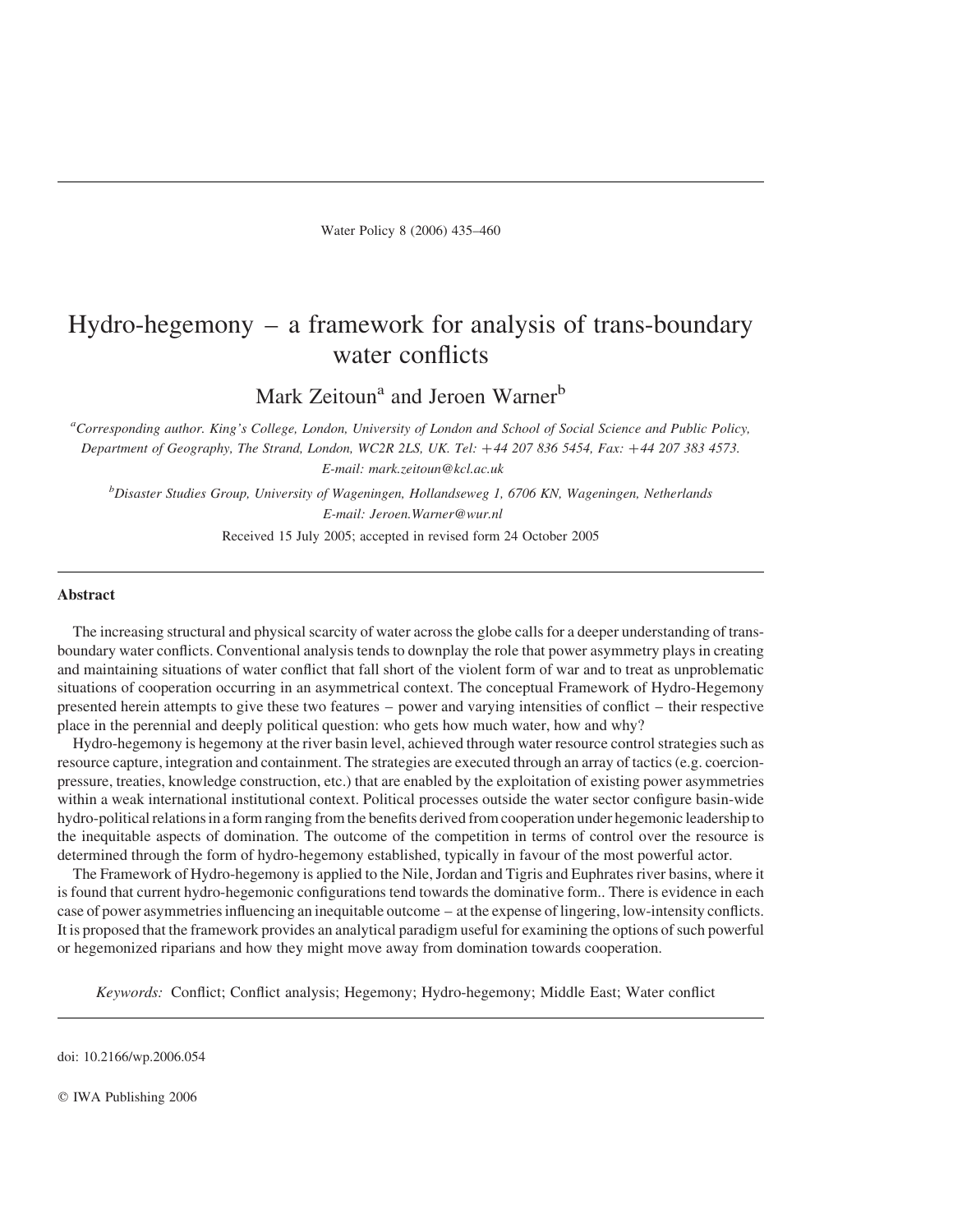# Hydro-hegemony – a framework for analysis of trans-boundary water conflicts

Mark Zeitoun[a] and Jeroen Warner[b]

[a]*Corresponding author. King's College, London, University of London and School of Social Science and Public Policy, Department of Geography, The Strand, London, WC2R 2LS, UK. Tel: +44 207 836 5454, Fax: +44 207 383 4573. E-mail: mark.zeitoun@kcl.ac.uk*

[b]*Disaster Studies Group, University of Wageningen, Hollandseweg 1, 6706 KN, Wageningen, Netherlands E-mail: Jeroen.Warner@wur.nl*

Received 15 July 2005; accepted in revised form 24 October 2005

## Abstract

The increasing structural and physical scarcity of water across the globe calls for a deeper understanding of trans-boundary water conflicts. Conventional analysis tends to downplay the role that power asymmetry plays in creating and maintaining situations of water conflict that fall short of the violent form of war and to treat as unproblematic situations of cooperation occurring in an asymmetrical context. The conceptual Framework of Hydro-Hegemony presented herein attempts to give these two features – power and varying intensities of conflict – their respective place in the perennial and deeply political question: who gets how much water, how and why?

Hydro-hegemony is hegemony at the river basin level, achieved through water resource control strategies such as resource capture, integration and containment. The strategies are executed through an array of tactics (e.g. coercion-pressure, treaties, knowledge construction, etc.) that are enabled by the exploitation of existing power asymmetries within a weak international institutional context. Political processes outside the water sector configure basin-wide hydro-political relations in a form ranging from the benefits derived from cooperation under hegemonic leadership to the inequitable aspects of domination. The outcome of the competition in terms of control over the resource is determined through the form of hydro-hegemony established, typically in favour of the most powerful actor.

The Framework of Hydro-hegemony is applied to the Nile, Jordan and Tigris and Euphrates river basins, where it is found that current hydro-hegemonic configurations tend towards the dominative form.. There is evidence in each case of power asymmetries influencing an inequitable outcome – at the expense of lingering, low-intensity conflicts. It is proposed that the framework provides an analytical paradigm useful for examining the options of such powerful or hegemonized riparians and how they might move away from domination towards cooperation.

*Keywords:* Conflict; Conflict analysis; Hegemony; Hydro-hegemony; Middle East; Water conflict

doi: 10.2166/wp.2006.054

© IWA Publishing 2006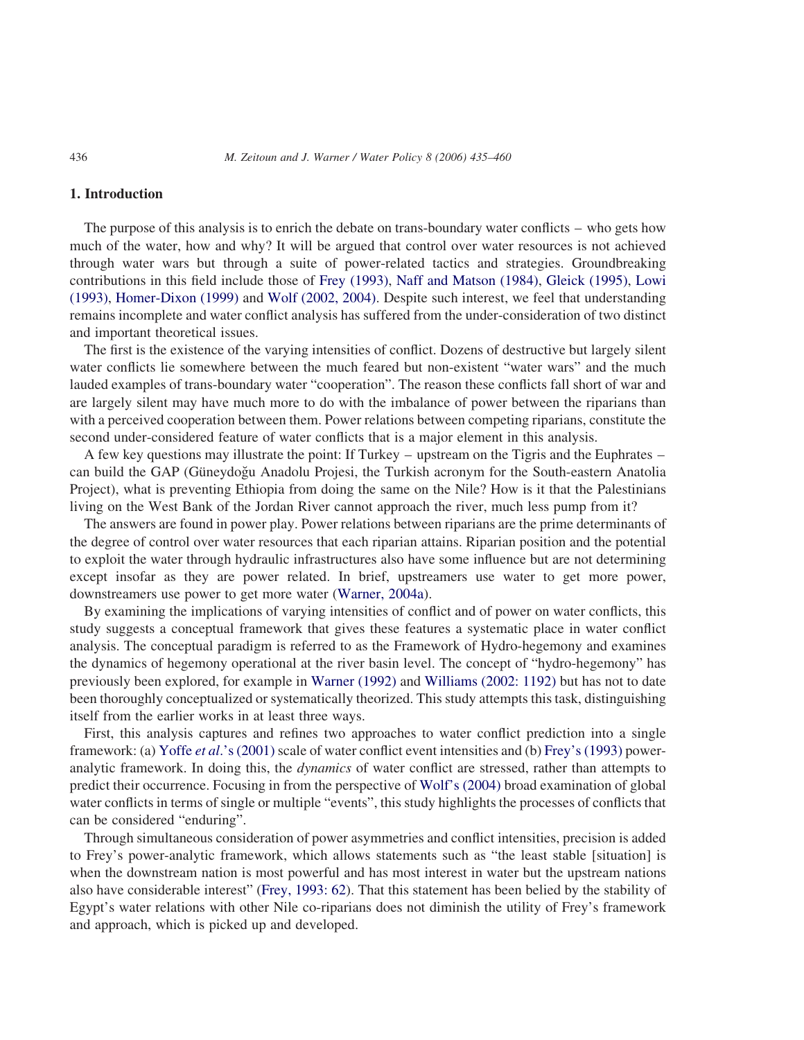## 1. Introduction

The purpose of this analysis is to enrich the debate on trans-boundary water conflicts – who gets how much of the water, how and why? It will be argued that control over water resources is not achieved through water wars but through a suite of power-related tactics and strategies. Groundbreaking contributions in this field include those of Frey (1993), Naff and Matson (1984), Gleick (1995), Lowi (1993), Homer-Dixon (1999) and Wolf (2002, 2004). Despite such interest, we feel that understanding remains incomplete and water conflict analysis has suffered from the under-consideration of two distinct and important theoretical issues.

The first is the existence of the varying intensities of conflict. Dozens of destructive but largely silent water conflicts lie somewhere between the much feared but non-existent "water wars" and the much lauded examples of trans-boundary water "cooperation". The reason these conflicts fall short of war and are largely silent may have much more to do with the imbalance of power between the riparians than with a perceived cooperation between them. Power relations between competing riparians, constitute the second under-considered feature of water conflicts that is a major element in this analysis.

A few key questions may illustrate the point: If Turkey – upstream on the Tigris and the Euphrates – can build the GAP (Güneydoğu Anadolu Projesi, the Turkish acronym for the South-eastern Anatolia Project), what is preventing Ethiopia from doing the same on the Nile? How is it that the Palestinians living on the West Bank of the Jordan River cannot approach the river, much less pump from it?

The answers are found in power play. Power relations between riparians are the prime determinants of the degree of control over water resources that each riparian attains. Riparian position and the potential to exploit the water through hydraulic infrastructures also have some influence but are not determining except insofar as they are power related. In brief, upstreamers use water to get more power, downstreamers use power to get more water (Warner, 2004a).

By examining the implications of varying intensities of conflict and of power on water conflicts, this study suggests a conceptual framework that gives these features a systematic place in water conflict analysis. The conceptual paradigm is referred to as the Framework of Hydro-hegemony and examines the dynamics of hegemony operational at the river basin level. The concept of "hydro-hegemony" has previously been explored, for example in Warner (1992) and Williams (2002: 1192) but has not to date been thoroughly conceptualized or systematically theorized. This study attempts this task, distinguishing itself from the earlier works in at least three ways.

First, this analysis captures and refines two approaches to water conflict prediction into a single framework: (a) Yoffe *et al*.'s (2001) scale of water conflict event intensities and (b) Frey's (1993) power-analytic framework. In doing this, the *dynamics* of water conflict are stressed, rather than attempts to predict their occurrence. Focusing in from the perspective of Wolf's (2004) broad examination of global water conflicts in terms of single or multiple "events", this study highlights the processes of conflicts that can be considered "enduring".

Through simultaneous consideration of power asymmetries and conflict intensities, precision is added to Frey's power-analytic framework, which allows statements such as "the least stable [situation] is when the downstream nation is most powerful and has most interest in water but the upstream nations also have considerable interest" (Frey, 1993: 62). That this statement has been belied by the stability of Egypt's water relations with other Nile co-riparians does not diminish the utility of Frey's framework and approach, which is picked up and developed.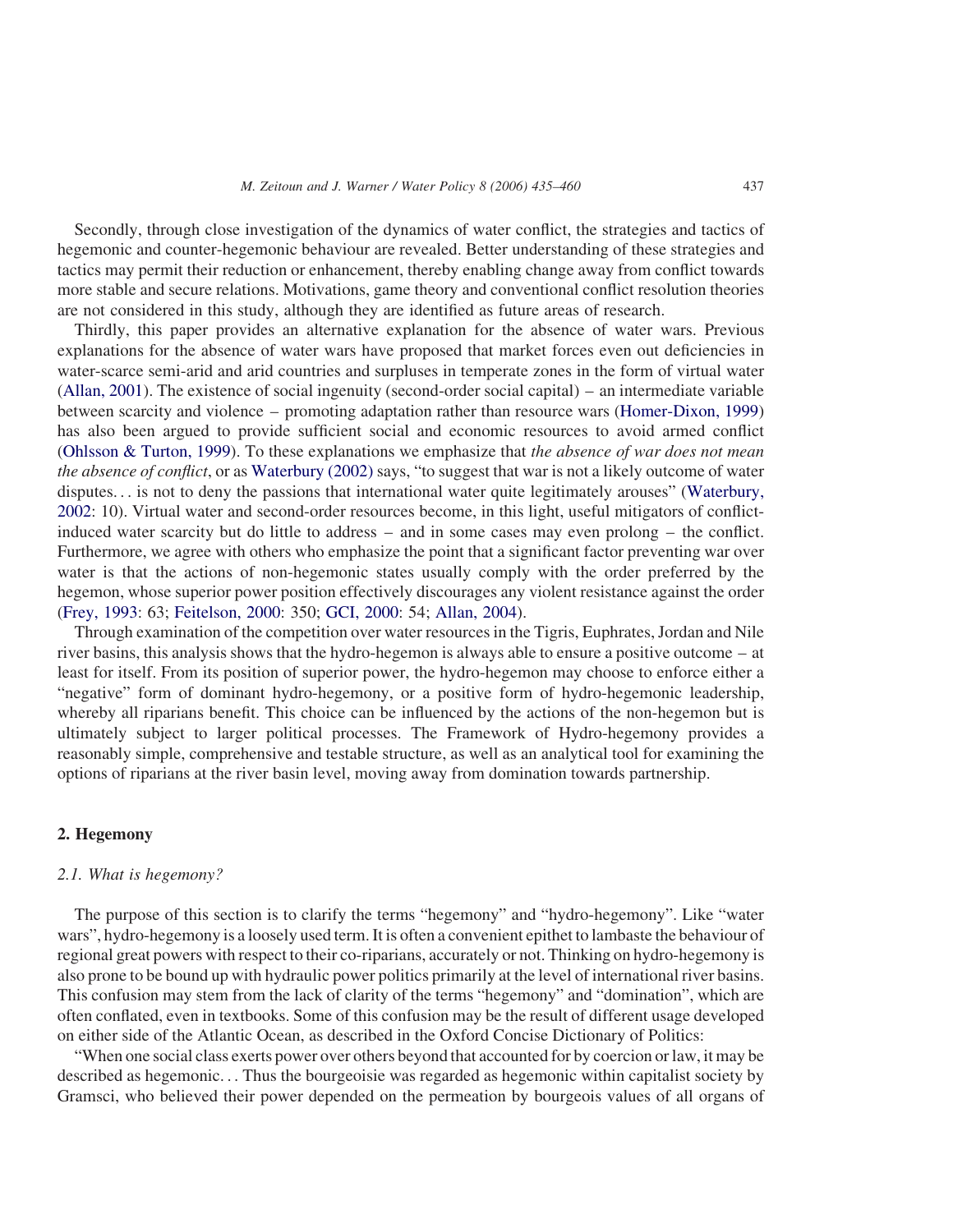Secondly, through close investigation of the dynamics of water conflict, the strategies and tactics of hegemonic and counter-hegemonic behaviour are revealed. Better understanding of these strategies and tactics may permit their reduction or enhancement, thereby enabling change away from conflict towards more stable and secure relations. Motivations, game theory and conventional conflict resolution theories are not considered in this study, although they are identified as future areas of research.

Thirdly, this paper provides an alternative explanation for the absence of water wars. Previous explanations for the absence of water wars have proposed that market forces even out deficiencies in water-scarce semi-arid and arid countries and surpluses in temperate zones in the form of virtual water (Allan, 2001). The existence of social ingenuity (second-order social capital) – an intermediate variable between scarcity and violence – promoting adaptation rather than resource wars (Homer-Dixon, 1999) has also been argued to provide sufficient social and economic resources to avoid armed conflict (Ohlsson & Turton, 1999). To these explanations we emphasize that *the absence of war does not mean the absence of conflict*, or as Waterbury (2002) says, "to suggest that war is not a likely outcome of water disputes… is not to deny the passions that international water quite legitimately arouses" (Waterbury, 2002: 10). Virtual water and second-order resources become, in this light, useful mitigators of conflict-induced water scarcity but do little to address – and in some cases may even prolong – the conflict. Furthermore, we agree with others who emphasize the point that a significant factor preventing war over water is that the actions of non-hegemonic states usually comply with the order preferred by the hegemon, whose superior power position effectively discourages any violent resistance against the order (Frey, 1993: 63; Feitelson, 2000: 350; GCI, 2000: 54; Allan, 2004).

Through examination of the competition over water resources in the Tigris, Euphrates, Jordan and Nile river basins, this analysis shows that the hydro-hegemon is always able to ensure a positive outcome – at least for itself. From its position of superior power, the hydro-hegemon may choose to enforce either a "negative" form of dominant hydro-hegemony, or a positive form of hydro-hegemonic leadership, whereby all riparians benefit. This choice can be influenced by the actions of the non-hegemon but is ultimately subject to larger political processes. The Framework of Hydro-hegemony provides a reasonably simple, comprehensive and testable structure, as well as an analytical tool for examining the options of riparians at the river basin level, moving away from domination towards partnership.

## 2. Hegemony

### *2.1. What is hegemony?*

The purpose of this section is to clarify the terms "hegemony" and "hydro-hegemony". Like "water wars", hydro-hegemony is a loosely used term. It is often a convenient epithet to lambaste the behaviour of regional great powers with respect to their co-riparians, accurately or not. Thinking on hydro-hegemony is also prone to be bound up with hydraulic power politics primarily at the level of international river basins. This confusion may stem from the lack of clarity of the terms "hegemony" and "domination", which are often conflated, even in textbooks. Some of this confusion may be the result of different usage developed on either side of the Atlantic Ocean, as described in the Oxford Concise Dictionary of Politics:

"When one social class exerts power over others beyond that accounted for by coercion or law, it may be described as hegemonic… Thus the bourgeoisie was regarded as hegemonic within capitalist society by Gramsci, who believed their power depended on the permeation by bourgeois values of all organs of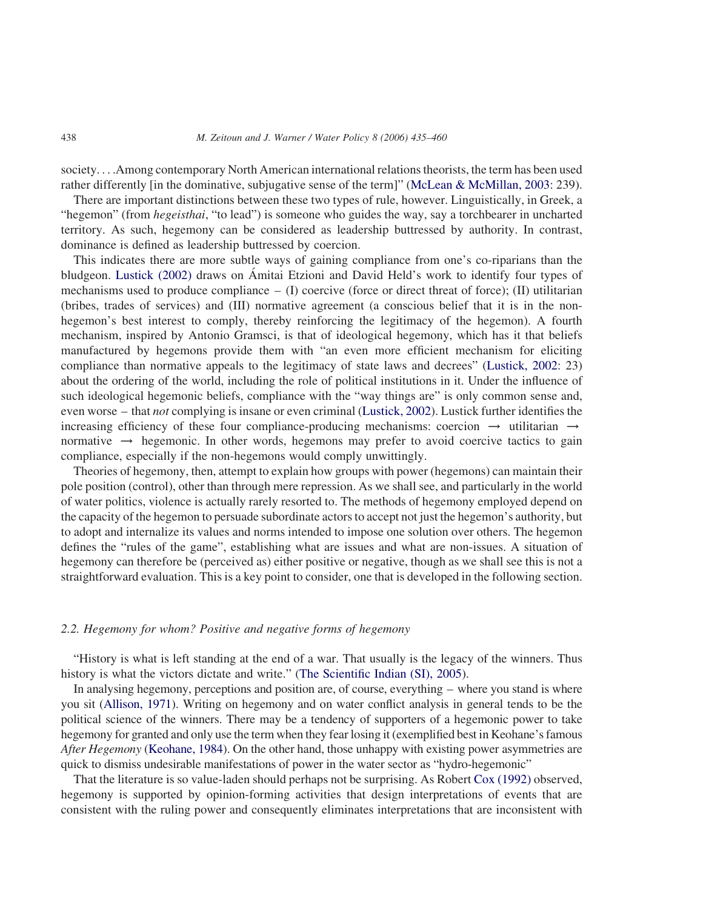society. . . .Among contemporary North American international relations theorists, the term has been used rather differently [in the dominative, subjugative sense of the term]" (McLean & McMillan, 2003: 239).

There are important distinctions between these two types of rule, however. Linguistically, in Greek, a "hegemon" (from *hegeisthai*, "to lead") is someone who guides the way, say a torchbearer in uncharted territory. As such, hegemony can be considered as leadership buttressed by authority. In contrast, dominance is defined as leadership buttressed by coercion.

This indicates there are more subtle ways of gaining compliance from one's co-riparians than the bludgeon. Lustick (2002) draws on Ámitai Etzioni and David Held's work to identify four types of mechanisms used to produce compliance – (I) coercive (force or direct threat of force); (II) utilitarian (bribes, trades of services) and (III) normative agreement (a conscious belief that it is in the non-hegemon's best interest to comply, thereby reinforcing the legitimacy of the hegemon). A fourth mechanism, inspired by Antonio Gramsci, is that of ideological hegemony, which has it that beliefs manufactured by hegemons provide them with "an even more efficient mechanism for eliciting compliance than normative appeals to the legitimacy of state laws and decrees" (Lustick, 2002: 23) about the ordering of the world, including the role of political institutions in it. Under the influence of such ideological hegemonic beliefs, compliance with the "way things are" is only common sense and, even worse – that *not* complying is insane or even criminal (Lustick, 2002). Lustick further identifies the increasing efficiency of these four compliance-producing mechanisms: coercion → utilitarian → normative → hegemonic. In other words, hegemons may prefer to avoid coercive tactics to gain compliance, especially if the non-hegemons would comply unwittingly.

Theories of hegemony, then, attempt to explain how groups with power (hegemons) can maintain their pole position (control), other than through mere repression. As we shall see, and particularly in the world of water politics, violence is actually rarely resorted to. The methods of hegemony employed depend on the capacity of the hegemon to persuade subordinate actors to accept not just the hegemon's authority, but to adopt and internalize its values and norms intended to impose one solution over others. The hegemon defines the "rules of the game", establishing what are issues and what are non-issues. A situation of hegemony can therefore be (perceived as) either positive or negative, though as we shall see this is not a straightforward evaluation. This is a key point to consider, one that is developed in the following section.

### *2.2. Hegemony for whom? Positive and negative forms of hegemony*

"History is what is left standing at the end of a war. That usually is the legacy of the winners. Thus history is what the victors dictate and write." (The Scientific Indian (SI), 2005).

In analysing hegemony, perceptions and position are, of course, everything – where you stand is where you sit (Allison, 1971). Writing on hegemony and on water conflict analysis in general tends to be the political science of the winners. There may be a tendency of supporters of a hegemonic power to take hegemony for granted and only use the term when they fear losing it (exemplified best in Keohane's famous *After Hegemony* (Keohane, 1984). On the other hand, those unhappy with existing power asymmetries are quick to dismiss undesirable manifestations of power in the water sector as "hydro-hegemonic"

That the literature is so value-laden should perhaps not be surprising. As Robert Cox (1992) observed, hegemony is supported by opinion-forming activities that design interpretations of events that are consistent with the ruling power and consequently eliminates interpretations that are inconsistent with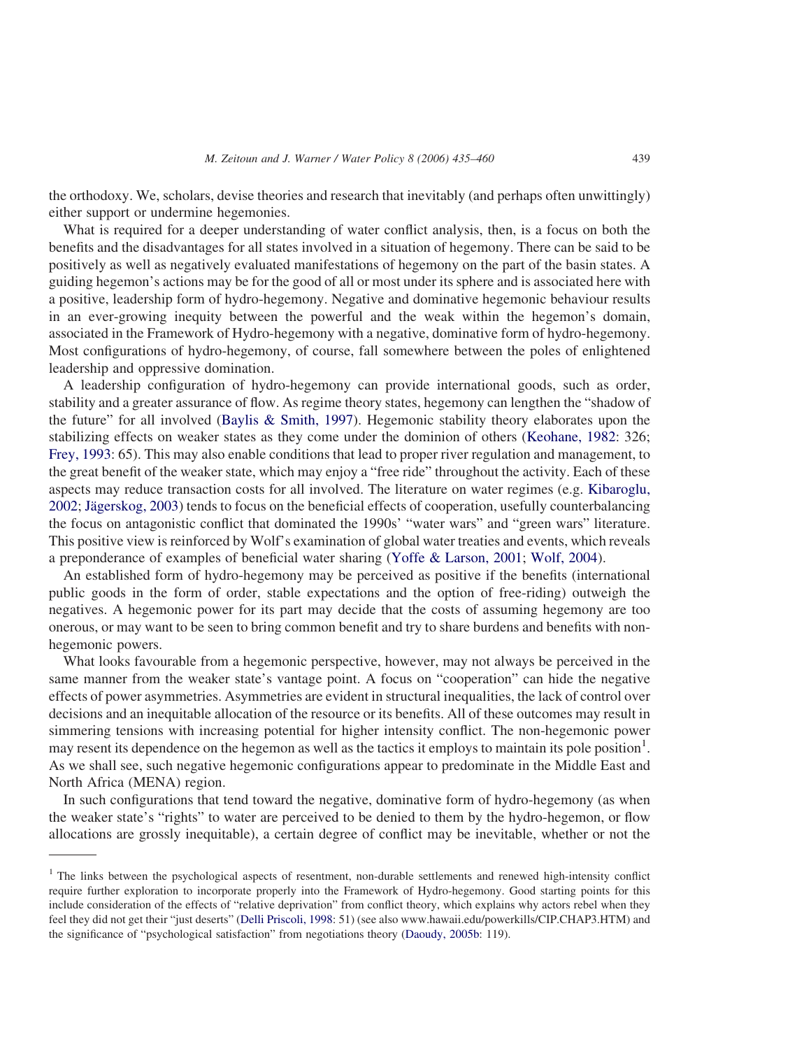the orthodoxy. We, scholars, devise theories and research that inevitably (and perhaps often unwittingly) either support or undermine hegemonies.

What is required for a deeper understanding of water conflict analysis, then, is a focus on both the benefits and the disadvantages for all states involved in a situation of hegemony. There can be said to be positively as well as negatively evaluated manifestations of hegemony on the part of the basin states. A guiding hegemon's actions may be for the good of all or most under its sphere and is associated here with a positive, leadership form of hydro-hegemony. Negative and dominative hegemonic behaviour results in an ever-growing inequity between the powerful and the weak within the hegemon's domain, associated in the Framework of Hydro-hegemony with a negative, dominative form of hydro-hegemony. Most configurations of hydro-hegemony, of course, fall somewhere between the poles of enlightened leadership and oppressive domination.

A leadership configuration of hydro-hegemony can provide international goods, such as order, stability and a greater assurance of flow. As regime theory states, hegemony can lengthen the "shadow of the future" for all involved (Baylis & Smith, 1997). Hegemonic stability theory elaborates upon the stabilizing effects on weaker states as they come under the dominion of others (Keohane, 1982: 326; Frey, 1993: 65). This may also enable conditions that lead to proper river regulation and management, to the great benefit of the weaker state, which may enjoy a "free ride" throughout the activity. Each of these aspects may reduce transaction costs for all involved. The literature on water regimes (e.g. Kibaroglu, 2002; Jägerskog, 2003) tends to focus on the beneficial effects of cooperation, usefully counterbalancing the focus on antagonistic conflict that dominated the 1990s' "water wars" and "green wars" literature. This positive view is reinforced by Wolf's examination of global water treaties and events, which reveals a preponderance of examples of beneficial water sharing (Yoffe & Larson, 2001; Wolf, 2004).

An established form of hydro-hegemony may be perceived as positive if the benefits (international public goods in the form of order, stable expectations and the option of free-riding) outweigh the negatives. A hegemonic power for its part may decide that the costs of assuming hegemony are too onerous, or may want to be seen to bring common benefit and try to share burdens and benefits with non-hegemonic powers.

What looks favourable from a hegemonic perspective, however, may not always be perceived in the same manner from the weaker state's vantage point. A focus on "cooperation" can hide the negative effects of power asymmetries. Asymmetries are evident in structural inequalities, the lack of control over decisions and an inequitable allocation of the resource or its benefits. All of these outcomes may result in simmering tensions with increasing potential for higher intensity conflict. The non-hegemonic power may resent its dependence on the hegemon as well as the tactics it employs to maintain its pole position[1]. As we shall see, such negative hegemonic configurations appear to predominate in the Middle East and North Africa (MENA) region.

In such configurations that tend toward the negative, dominative form of hydro-hegemony (as when the weaker state's "rights" to water are perceived to be denied to them by the hydro-hegemon, or flow allocations are grossly inequitable), a certain degree of conflict may be inevitable, whether or not the

[1] The links between the psychological aspects of resentment, non-durable settlements and renewed high-intensity conflict require further exploration to incorporate properly into the Framework of Hydro-hegemony. Good starting points for this include consideration of the effects of "relative deprivation" from conflict theory, which explains why actors rebel when they feel they did not get their "just deserts" (Delli Priscoli, 1998: 51) (see also www.hawaii.edu/powerkills/CIP.CHAP3.HTM) and the significance of "psychological satisfaction" from negotiations theory (Daoudy, 2005b: 119).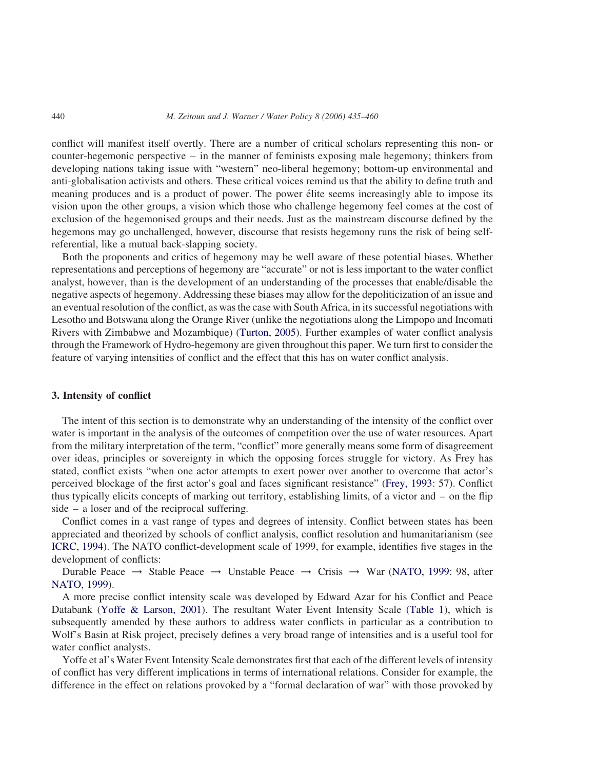conflict will manifest itself overtly. There are a number of critical scholars representing this non- or counter-hegemonic perspective – in the manner of feminists exposing male hegemony; thinkers from developing nations taking issue with "western" neo-liberal hegemony; bottom-up environmental and anti-globalisation activists and others. These critical voices remind us that the ability to define truth and meaning produces and is a product of power. The power élite seems increasingly able to impose its vision upon the other groups, a vision which those who challenge hegemony feel comes at the cost of exclusion of the hegemonised groups and their needs. Just as the mainstream discourse defined by the hegemons may go unchallenged, however, discourse that resists hegemony runs the risk of being self-referential, like a mutual back-slapping society.

Both the proponents and critics of hegemony may be well aware of these potential biases. Whether representations and perceptions of hegemony are "accurate" or not is less important to the water conflict analyst, however, than is the development of an understanding of the processes that enable/disable the negative aspects of hegemony. Addressing these biases may allow for the depoliticization of an issue and an eventual resolution of the conflict, as was the case with South Africa, in its successful negotiations with Lesotho and Botswana along the Orange River (unlike the negotiations along the Limpopo and Incomati Rivers with Zimbabwe and Mozambique) (Turton, 2005). Further examples of water conflict analysis through the Framework of Hydro-hegemony are given throughout this paper. We turn first to consider the feature of varying intensities of conflict and the effect that this has on water conflict analysis.

## 3. Intensity of conflict

The intent of this section is to demonstrate why an understanding of the intensity of the conflict over water is important in the analysis of the outcomes of competition over the use of water resources. Apart from the military interpretation of the term, "conflict" more generally means some form of disagreement over ideas, principles or sovereignty in which the opposing forces struggle for victory. As Frey has stated, conflict exists "when one actor attempts to exert power over another to overcome that actor's perceived blockage of the first actor's goal and faces significant resistance" (Frey, 1993: 57). Conflict thus typically elicits concepts of marking out territory, establishing limits, of a victor and – on the flip side – a loser and of the reciprocal suffering.

Conflict comes in a vast range of types and degrees of intensity. Conflict between states has been appreciated and theorized by schools of conflict analysis, conflict resolution and humanitarianism (see ICRC, 1994). The NATO conflict-development scale of 1999, for example, identifies five stages in the development of conflicts:

Durable Peace → Stable Peace → Unstable Peace → Crisis → War (NATO, 1999: 98, after NATO, 1999).

A more precise conflict intensity scale was developed by Edward Azar for his Conflict and Peace Databank (Yoffe & Larson, 2001). The resultant Water Event Intensity Scale (Table 1), which is subsequently amended by these authors to address water conflicts in particular as a contribution to Wolf's Basin at Risk project, precisely defines a very broad range of intensities and is a useful tool for water conflict analysts.

Yoffe et al's Water Event Intensity Scale demonstrates first that each of the different levels of intensity of conflict has very different implications in terms of international relations. Consider for example, the difference in the effect on relations provoked by a "formal declaration of war" with those provoked by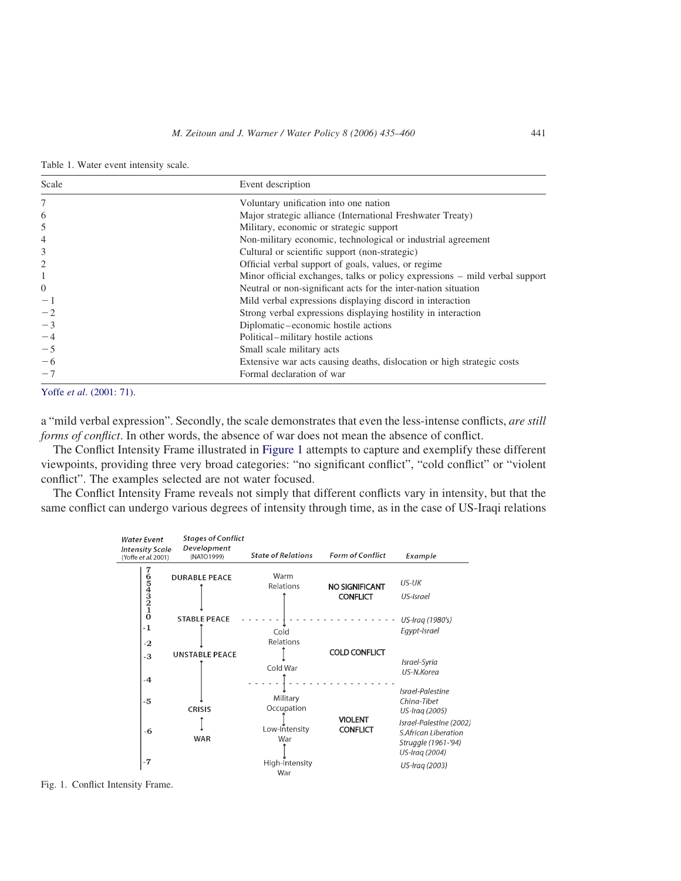Table 1. Water event intensity scale.

| Scale | Event description |
|---|---|
| 7 | Voluntary unification into one nation |
| 6 | Major strategic alliance (International Freshwater Treaty) |
| 5 | Military, economic or strategic support |
| 4 | Non-military economic, technological or industrial agreement |
| 3 | Cultural or scientific support (non-strategic) |
| 2 | Official verbal support of goals, values, or regime |
| 1 | Minor official exchanges, talks or policy expressions – mild verbal support |
| 0 | Neutral or non-significant acts for the inter-nation situation |
| −1 | Mild verbal expressions displaying discord in interaction |
| −2 | Strong verbal expressions displaying hostility in interaction |
| −3 | Diplomatic–economic hostile actions |
| −4 | Political–military hostile actions |
| −5 | Small scale military acts |
| −6 | Extensive war acts causing deaths, dislocation or high strategic costs |
| −7 | Formal declaration of war |

Yoffe *et al*. (2001: 71).

a "mild verbal expression". Secondly, the scale demonstrates that even the less-intense conflicts, *are still forms of conflict*. In other words, the absence of war does not mean the absence of conflict.

The Conflict Intensity Frame illustrated in Figure 1 attempts to capture and exemplify these different viewpoints, providing three very broad categories: "no significant conflict", "cold conflict" or "violent conflict". The examples selected are not water focused.

The Conflict Intensity Frame reveals not simply that different conflicts vary in intensity, but that the same conflict can undergo various degrees of intensity through time, as in the case of US-Iraqi relations

| *Water Event Intensity Scale* (Yoffe *et al.* 2001) | *Stages of Conflict Development* (NATO1999) | *State of Relations* | *Form of Conflict* | *Example* |
|---|---|---|---|---|
| 7 6 5 4 3 2 1 | DURABLE PEACE | Warm Relations | NO SIGNIFICANT CONFLICT | *US-UK*; *US-Israel* |
| 0 | STABLE PEACE | | | *US-Iraq (1980's)* |
| -1 | | Cold Relations | | *Egypt-Israel* |
| -2 | | | | |
| -3 | UNSTABLE PEACE | Cold War | COLD CONFLICT | *Israel-Syria*; *US-N.Korea* |
| -4 | | | | |
| -5 | CRISIS | Military Occupation | | *Israel-Palestine*; *China-Tibet*; *US-Iraq (2005)* |
| -6 | WAR | Low-Intensity War | VIOLENT CONFLICT | *Israel-Palestine (2002)*; *S.African Liberation Struggle (1961-'94)*; *US-Iraq (2004)* |
| -7 | | High-Intensity War | | *US-Iraq (2003)* |

Fig. 1. Conflict Intensity Frame.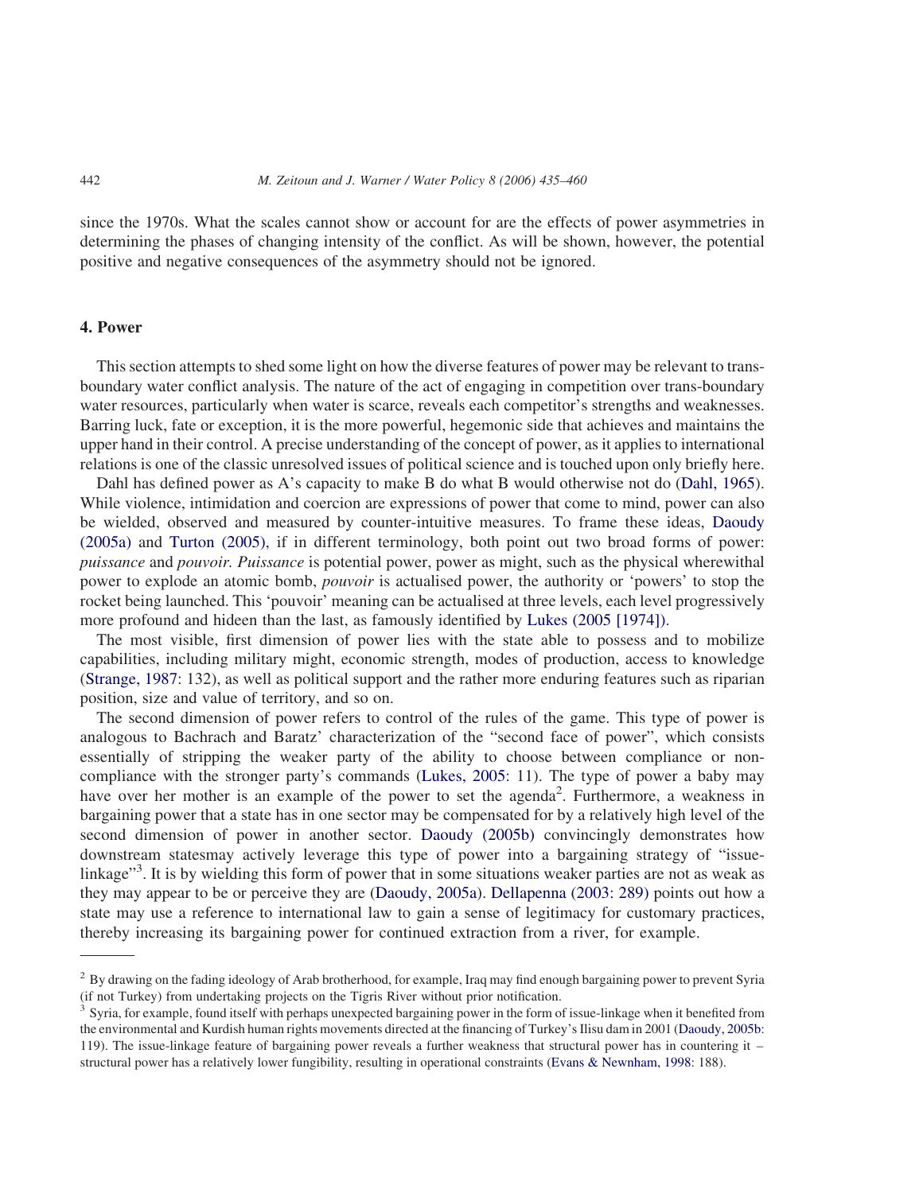since the 1970s. What the scales cannot show or account for are the effects of power asymmetries in determining the phases of changing intensity of the conflict. As will be shown, however, the potential positive and negative consequences of the asymmetry should not be ignored.

## 4. Power

This section attempts to shed some light on how the diverse features of power may be relevant to trans-boundary water conflict analysis. The nature of the act of engaging in competition over trans-boundary water resources, particularly when water is scarce, reveals each competitor's strengths and weaknesses. Barring luck, fate or exception, it is the more powerful, hegemonic side that achieves and maintains the upper hand in their control. A precise understanding of the concept of power, as it applies to international relations is one of the classic unresolved issues of political science and is touched upon only briefly here.

Dahl has defined power as A's capacity to make B do what B would otherwise not do (Dahl, 1965). While violence, intimidation and coercion are expressions of power that come to mind, power can also be wielded, observed and measured by counter-intuitive measures. To frame these ideas, Daoudy (2005a) and Turton (2005), if in different terminology, both point out two broad forms of power: *puissance* and *pouvoir. Puissance* is potential power, power as might, such as the physical wherewithal power to explode an atomic bomb, *pouvoir* is actualised power, the authority or 'powers' to stop the rocket being launched. This 'pouvoir' meaning can be actualised at three levels, each level progressively more profound and hideen than the last, as famously identified by Lukes (2005 [1974]).

The most visible, first dimension of power lies with the state able to possess and to mobilize capabilities, including military might, economic strength, modes of production, access to knowledge (Strange, 1987: 132), as well as political support and the rather more enduring features such as riparian position, size and value of territory, and so on.

The second dimension of power refers to control of the rules of the game. This type of power is analogous to Bachrach and Baratz' characterization of the "second face of power", which consists essentially of stripping the weaker party of the ability to choose between compliance or non-compliance with the stronger party's commands (Lukes, 2005: 11). The type of power a baby may have over her mother is an example of the power to set the agenda[2]. Furthermore, a weakness in bargaining power that a state has in one sector may be compensated for by a relatively high level of the second dimension of power in another sector. Daoudy (2005b) convincingly demonstrates how downstream statesmay actively leverage this type of power into a bargaining strategy of "issue-linkage"[3]. It is by wielding this form of power that in some situations weaker parties are not as weak as they may appear to be or perceive they are (Daoudy, 2005a). Dellapenna (2003: 289) points out how a state may use a reference to international law to gain a sense of legitimacy for customary practices, thereby increasing its bargaining power for continued extraction from a river, for example.

---

[2] By drawing on the fading ideology of Arab brotherhood, for example, Iraq may find enough bargaining power to prevent Syria (if not Turkey) from undertaking projects on the Tigris River without prior notification.

[3] Syria, for example, found itself with perhaps unexpected bargaining power in the form of issue-linkage when it benefited from the environmental and Kurdish human rights movements directed at the financing of Turkey's Ilisu dam in 2001 (Daoudy, 2005b: 119). The issue-linkage feature of bargaining power reveals a further weakness that structural power has in countering it – structural power has a relatively lower fungibility, resulting in operational constraints (Evans & Newnham, 1998: 188).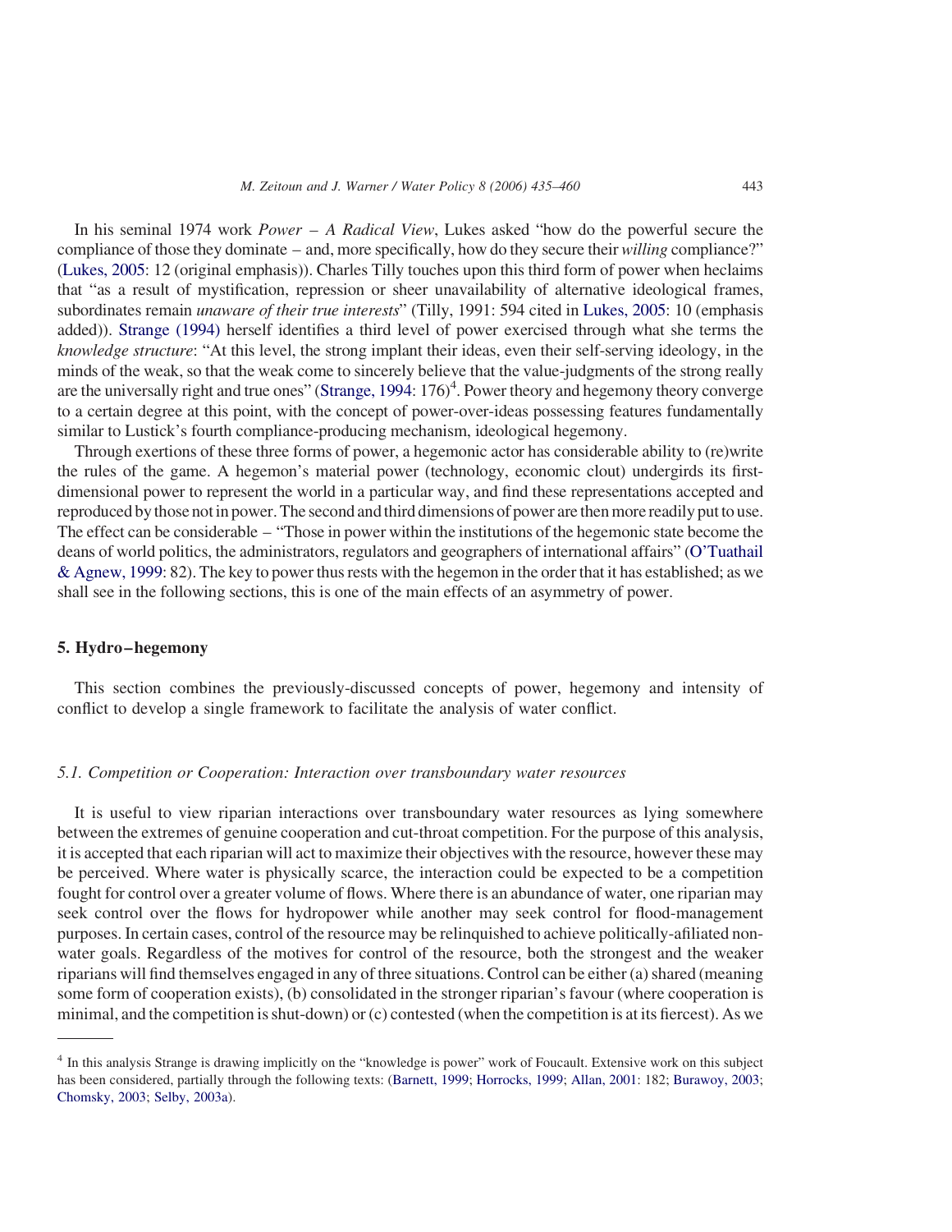In his seminal 1974 work *Power – A Radical View*, Lukes asked "how do the powerful secure the compliance of those they dominate – and, more specifically, how do they secure their *willing* compliance?" (Lukes, 2005: 12 (original emphasis)). Charles Tilly touches upon this third form of power when heclaims that "as a result of mystification, repression or sheer unavailability of alternative ideological frames, subordinates remain *unaware of their true interests*" (Tilly, 1991: 594 cited in Lukes, 2005: 10 (emphasis added)). Strange (1994) herself identifies a third level of power exercised through what she terms the *knowledge structure*: "At this level, the strong implant their ideas, even their self-serving ideology, in the minds of the weak, so that the weak come to sincerely believe that the value-judgments of the strong really are the universally right and true ones" (Strange, 1994: 176)[4]. Power theory and hegemony theory converge to a certain degree at this point, with the concept of power-over-ideas possessing features fundamentally similar to Lustick's fourth compliance-producing mechanism, ideological hegemony.

Through exertions of these three forms of power, a hegemonic actor has considerable ability to (re)write the rules of the game. A hegemon's material power (technology, economic clout) undergirds its first-dimensional power to represent the world in a particular way, and find these representations accepted and reproduced by those not in power. The second and third dimensions of power are then more readily put to use. The effect can be considerable – "Those in power within the institutions of the hegemonic state become the deans of world politics, the administrators, regulators and geographers of international affairs" (O'Tuathail & Agnew, 1999: 82). The key to power thus rests with the hegemon in the order that it has established; as we shall see in the following sections, this is one of the main effects of an asymmetry of power.

## 5. Hydro–hegemony

This section combines the previously-discussed concepts of power, hegemony and intensity of conflict to develop a single framework to facilitate the analysis of water conflict.

### 5.1. Competition or Cooperation: Interaction over transboundary water resources

It is useful to view riparian interactions over transboundary water resources as lying somewhere between the extremes of genuine cooperation and cut-throat competition. For the purpose of this analysis, it is accepted that each riparian will act to maximize their objectives with the resource, however these may be perceived. Where water is physically scarce, the interaction could be expected to be a competition fought for control over a greater volume of flows. Where there is an abundance of water, one riparian may seek control over the flows for hydropower while another may seek control for flood-management purposes. In certain cases, control of the resource may be relinquished to achieve politically-afiliated non-water goals. Regardless of the motives for control of the resource, both the strongest and the weaker riparians will find themselves engaged in any of three situations. Control can be either (a) shared (meaning some form of cooperation exists), (b) consolidated in the stronger riparian's favour (where cooperation is minimal, and the competition is shut-down) or (c) contested (when the competition is at its fiercest). As we

---

[4] In this analysis Strange is drawing implicitly on the "knowledge is power" work of Foucault. Extensive work on this subject has been considered, partially through the following texts: (Barnett, 1999; Horrocks, 1999; Allan, 2001: 182; Burawoy, 2003; Chomsky, 2003; Selby, 2003a).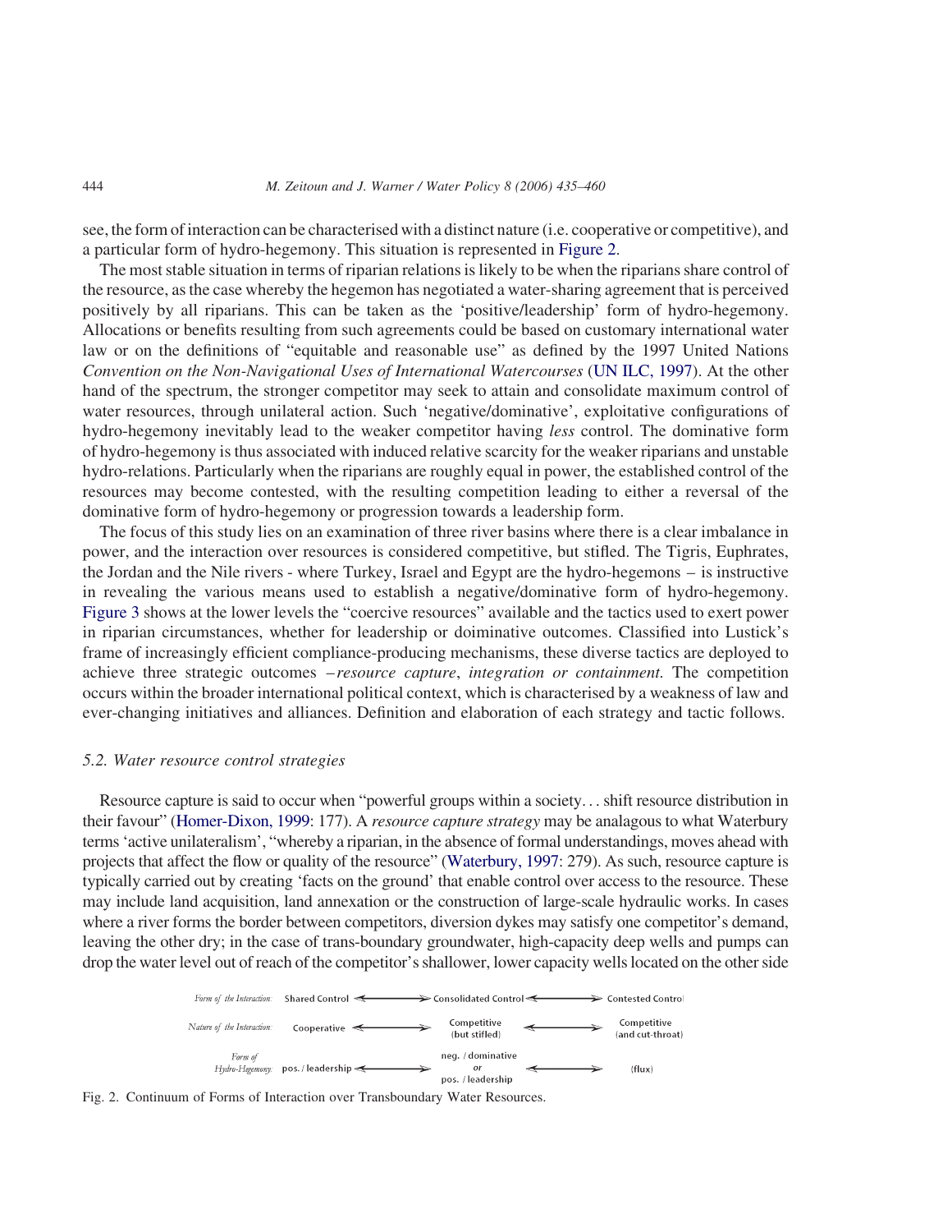see, the form of interaction can be characterised with a distinct nature (i.e. cooperative or competitive), and a particular form of hydro-hegemony. This situation is represented in Figure 2.

The most stable situation in terms of riparian relations is likely to be when the riparians share control of the resource, as the case whereby the hegemon has negotiated a water-sharing agreement that is perceived positively by all riparians. This can be taken as the 'positive/leadership' form of hydro-hegemony. Allocations or benefits resulting from such agreements could be based on customary international water law or on the definitions of "equitable and reasonable use" as defined by the 1997 United Nations *Convention on the Non-Navigational Uses of International Watercourses* (UN ILC, 1997). At the other hand of the spectrum, the stronger competitor may seek to attain and consolidate maximum control of water resources, through unilateral action. Such 'negative/dominative', exploitative configurations of hydro-hegemony inevitably lead to the weaker competitor having *less* control. The dominative form of hydro-hegemony is thus associated with induced relative scarcity for the weaker riparians and unstable hydro-relations. Particularly when the riparians are roughly equal in power, the established control of the resources may become contested, with the resulting competition leading to either a reversal of the dominative form of hydro-hegemony or progression towards a leadership form.

The focus of this study lies on an examination of three river basins where there is a clear imbalance in power, and the interaction over resources is considered competitive, but stifled. The Tigris, Euphrates, the Jordan and the Nile rivers - where Turkey, Israel and Egypt are the hydro-hegemons – is instructive in revealing the various means used to establish a negative/dominative form of hydro-hegemony. Figure 3 shows at the lower levels the "coercive resources" available and the tactics used to exert power in riparian circumstances, whether for leadership or doiminative outcomes. Classified into Lustick's frame of increasingly efficient compliance-producing mechanisms, these diverse tactics are deployed to achieve three strategic outcomes – *resource capture*, *integration or containment*. The competition occurs within the broader international political context, which is characterised by a weakness of law and ever-changing initiatives and alliances. Definition and elaboration of each strategy and tactic follows.

### *5.2. Water resource control strategies*

Resource capture is said to occur when "powerful groups within a society... shift resource distribution in their favour" (Homer-Dixon, 1999: 177). A *resource capture strategy* may be analagous to what Waterbury terms 'active unilateralism', "whereby a riparian, in the absence of formal understandings, moves ahead with projects that affect the flow or quality of the resource" (Waterbury, 1997: 279). As such, resource capture is typically carried out by creating 'facts on the ground' that enable control over access to the resource. These may include land acquisition, land annexation or the construction of large-scale hydraulic works. In cases where a river forms the border between competitors, diversion dykes may satisfy one competitor's demand, leaving the other dry; in the case of trans-boundary groundwater, high-capacity deep wells and pumps can drop the water level out of reach of the competitor's shallower, lower capacity wells located on the other side

| | | | |
|---|---|---|---|
| *Form of the Interaction:* | Shared Control ⟷ | Consolidated Control ⟷ | Contested Control |
| *Nature of the Interaction:* | Cooperative ⟷ | Competitive (but stifled) ⟷ | Competitive (and cut-throat) |
| *Form of Hydro-Hegemony:* | pos. / leadership ⟷ | neg. / dominative *or* pos. / leadership ⟷ | (flux) |

Fig. 2. Continuum of Forms of Interaction over Transboundary Water Resources.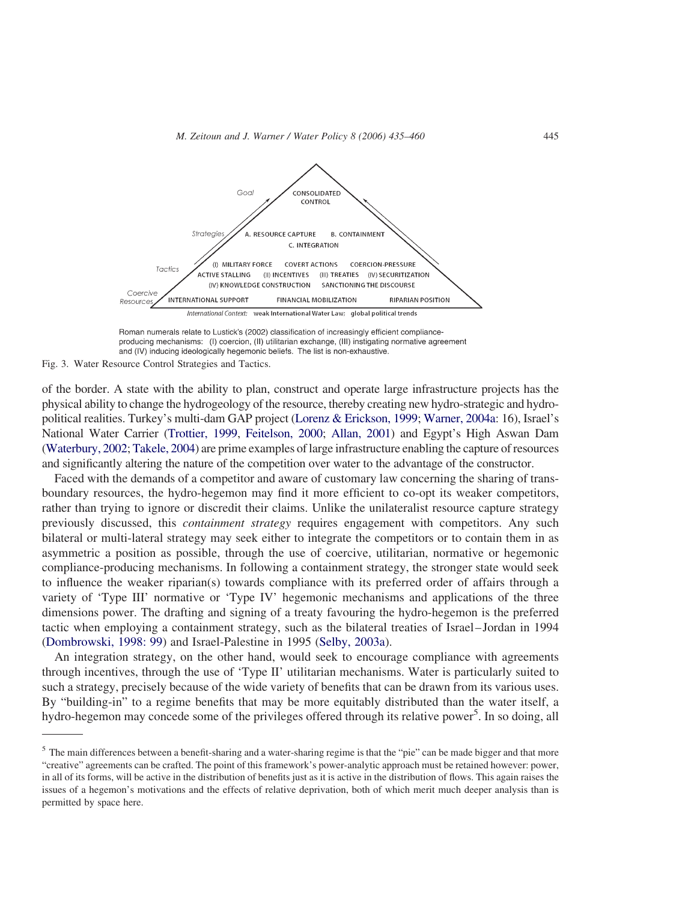Roman numerals relate to Lustick's (2002) classification of increasingly efficient compliance-producing mechanisms: (I) coercion, (II) utilitarian exchange, (III) instigating normative agreement and (IV) inducing ideologically hegemonic beliefs. The list is non-exhaustive.

Fig. 3. Water Resource Control Strategies and Tactics.

of the border. A state with the ability to plan, construct and operate large infrastructure projects has the physical ability to change the hydrogeology of the resource, thereby creating new hydro-strategic and hydro-political realities. Turkey's multi-dam GAP project (Lorenz & Erickson, 1999; Warner, 2004a: 16), Israel's National Water Carrier (Trottier, 1999, Feitelson, 2000; Allan, 2001) and Egypt's High Aswan Dam (Waterbury, 2002; Takele, 2004) are prime examples of large infrastructure enabling the capture of resources and significantly altering the nature of the competition over water to the advantage of the constructor.

Faced with the demands of a competitor and aware of customary law concerning the sharing of trans-boundary resources, the hydro-hegemon may find it more efficient to co-opt its weaker competitors, rather than trying to ignore or discredit their claims. Unlike the unilateralist resource capture strategy previously discussed, this *containment strategy* requires engagement with competitors. Any such bilateral or multi-lateral strategy may seek either to integrate the competitors or to contain them in as asymmetric a position as possible, through the use of coercive, utilitarian, normative or hegemonic compliance-producing mechanisms. In following a containment strategy, the stronger state would seek to influence the weaker riparian(s) towards compliance with its preferred order of affairs through a variety of 'Type III' normative or 'Type IV' hegemonic mechanisms and applications of the three dimensions power. The drafting and signing of a treaty favouring the hydro-hegemon is the preferred tactic when employing a containment strategy, such as the bilateral treaties of Israel–Jordan in 1994 (Dombrowski, 1998: 99) and Israel-Palestine in 1995 (Selby, 2003a).

An integration strategy, on the other hand, would seek to encourage compliance with agreements through incentives, through the use of 'Type II' utilitarian mechanisms. Water is particularly suited to such a strategy, precisely because of the wide variety of benefits that can be drawn from its various uses. By "building-in" to a regime benefits that may be more equitably distributed than the water itself, a hydro-hegemon may concede some of the privileges offered through its relative power[5]. In so doing, all

[5] The main differences between a benefit-sharing and a water-sharing regime is that the "pie" can be made bigger and that more "creative" agreements can be crafted. The point of this framework's power-analytic approach must be retained however: power, in all of its forms, will be active in the distribution of benefits just as it is active in the distribution of flows. This again raises the issues of a hegemon's motivations and the effects of relative deprivation, both of which merit much deeper analysis than is permitted by space here.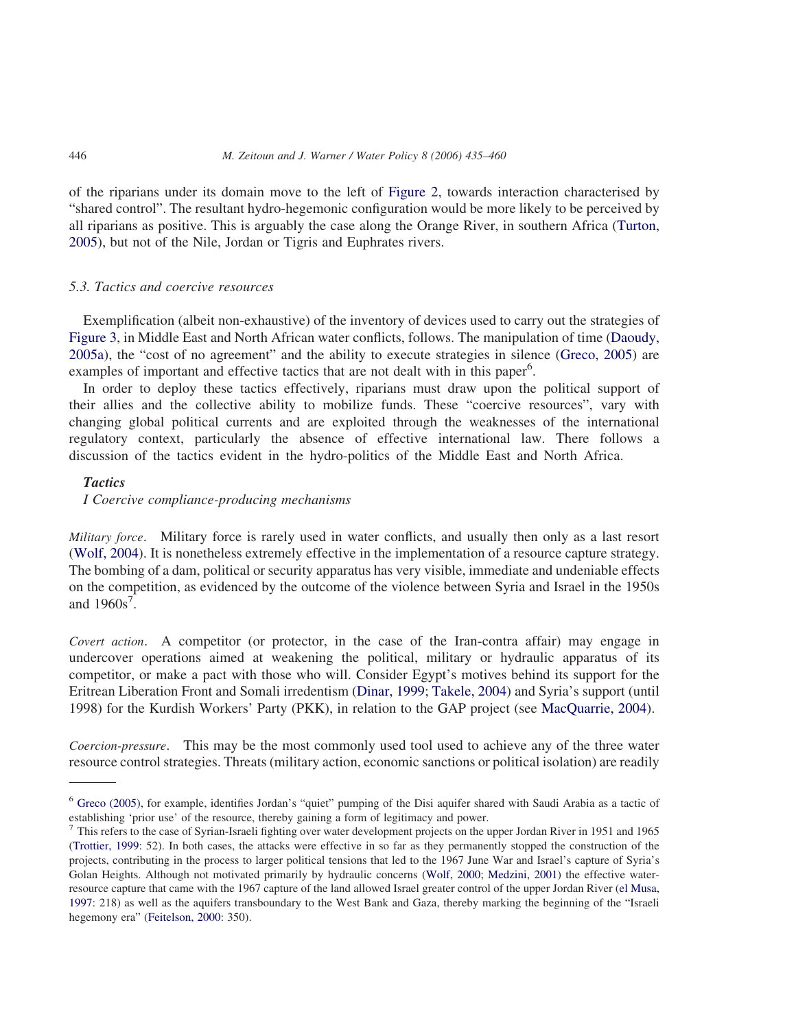of the riparians under its domain move to the left of Figure 2, towards interaction characterised by "shared control". The resultant hydro-hegemonic configuration would be more likely to be perceived by all riparians as positive. This is arguably the case along the Orange River, in southern Africa (Turton, 2005), but not of the Nile, Jordan or Tigris and Euphrates rivers.

### *5.3. Tactics and coercive resources*

Exemplification (albeit non-exhaustive) of the inventory of devices used to carry out the strategies of Figure 3, in Middle East and North African water conflicts, follows. The manipulation of time (Daoudy, 2005a), the "cost of no agreement" and the ability to execute strategies in silence (Greco, 2005) are examples of important and effective tactics that are not dealt with in this paper[6].

In order to deploy these tactics effectively, riparians must draw upon the political support of their allies and the collective ability to mobilize funds. These "coercive resources", vary with changing global political currents and are exploited through the weaknesses of the international regulatory context, particularly the absence of effective international law. There follows a discussion of the tactics evident in the hydro-politics of the Middle East and North Africa.

***Tactics***

*I Coercive compliance-producing mechanisms*

*Military force*. Military force is rarely used in water conflicts, and usually then only as a last resort (Wolf, 2004). It is nonetheless extremely effective in the implementation of a resource capture strategy. The bombing of a dam, political or security apparatus has very visible, immediate and undeniable effects on the competition, as evidenced by the outcome of the violence between Syria and Israel in the 1950s and 1960s[7].

*Covert action*. A competitor (or protector, in the case of the Iran-contra affair) may engage in undercover operations aimed at weakening the political, military or hydraulic apparatus of its competitor, or make a pact with those who will. Consider Egypt's motives behind its support for the Eritrean Liberation Front and Somali irredentism (Dinar, 1999; Takele, 2004) and Syria's support (until 1998) for the Kurdish Workers' Party (PKK), in relation to the GAP project (see MacQuarrie, 2004).

*Coercion-pressure*. This may be the most commonly used tool used to achieve any of the three water resource control strategies. Threats (military action, economic sanctions or political isolation) are readily

---

[6] Greco (2005), for example, identifies Jordan's "quiet" pumping of the Disi aquifer shared with Saudi Arabia as a tactic of establishing 'prior use' of the resource, thereby gaining a form of legitimacy and power.

[7] This refers to the case of Syrian-Israeli fighting over water development projects on the upper Jordan River in 1951 and 1965 (Trottier, 1999: 52). In both cases, the attacks were effective in so far as they permanently stopped the construction of the projects, contributing in the process to larger political tensions that led to the 1967 June War and Israel's capture of Syria's Golan Heights. Although not motivated primarily by hydraulic concerns (Wolf, 2000; Medzini, 2001) the effective water-resource capture that came with the 1967 capture of the land allowed Israel greater control of the upper Jordan River (el Musa, 1997: 218) as well as the aquifers transboundary to the West Bank and Gaza, thereby marking the beginning of the "Israeli hegemony era" (Feitelson, 2000: 350).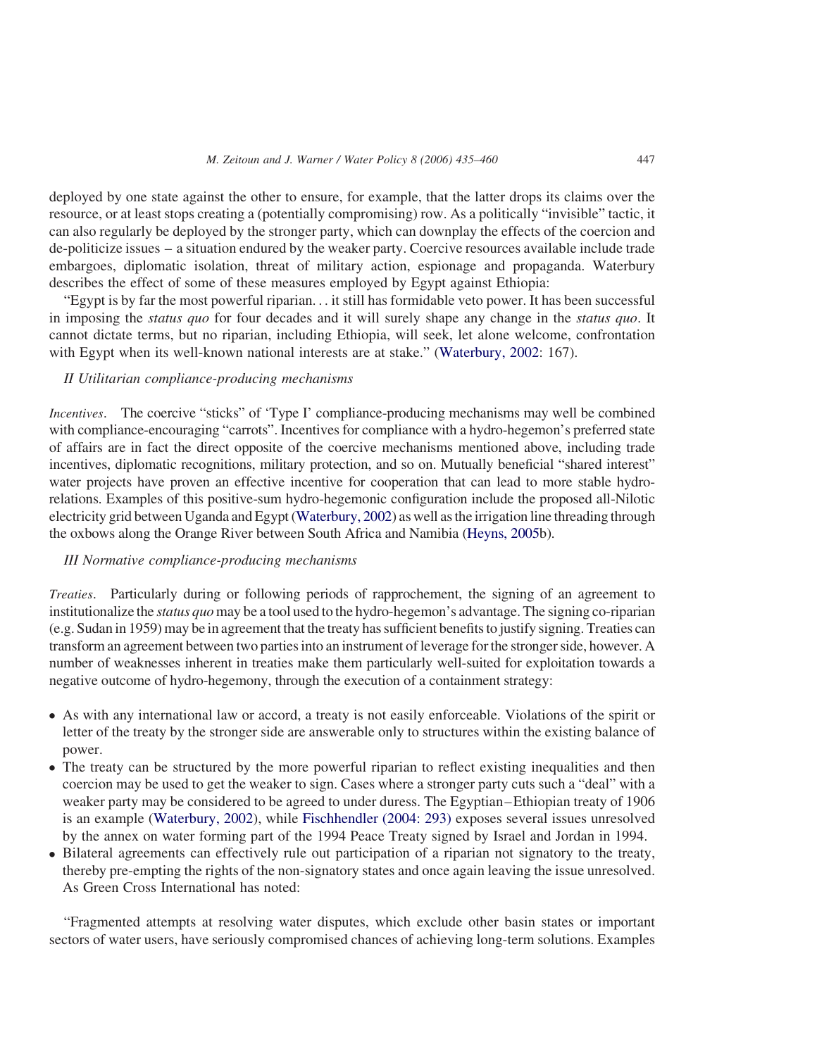deployed by one state against the other to ensure, for example, that the latter drops its claims over the resource, or at least stops creating a (potentially compromising) row. As a politically "invisible" tactic, it can also regularly be deployed by the stronger party, which can downplay the effects of the coercion and de-politicize issues – a situation endured by the weaker party. Coercive resources available include trade embargoes, diplomatic isolation, threat of military action, espionage and propaganda. Waterbury describes the effect of some of these measures employed by Egypt against Ethiopia:

"Egypt is by far the most powerful riparian... it still has formidable veto power. It has been successful in imposing the *status quo* for four decades and it will surely shape any change in the *status quo*. It cannot dictate terms, but no riparian, including Ethiopia, will seek, let alone welcome, confrontation with Egypt when its well-known national interests are at stake." (Waterbury, 2002: 167).

*II Utilitarian compliance-producing mechanisms*

*Incentives*. The coercive "sticks" of 'Type I' compliance-producing mechanisms may well be combined with compliance-encouraging "carrots". Incentives for compliance with a hydro-hegemon's preferred state of affairs are in fact the direct opposite of the coercive mechanisms mentioned above, including trade incentives, diplomatic recognitions, military protection, and so on. Mutually beneficial "shared interest" water projects have proven an effective incentive for cooperation that can lead to more stable hydro-relations. Examples of this positive-sum hydro-hegemonic configuration include the proposed all-Nilotic electricity grid between Uganda and Egypt (Waterbury, 2002) as well as the irrigation line threading through the oxbows along the Orange River between South Africa and Namibia (Heyns, 2005b).

*III Normative compliance-producing mechanisms*

*Treaties*. Particularly during or following periods of rapprochement, the signing of an agreement to institutionalize the *status quo* may be a tool used to the hydro-hegemon's advantage. The signing co-riparian (e.g. Sudan in 1959) may be in agreement that the treaty has sufficient benefits to justify signing. Treaties can transform an agreement between two parties into an instrument of leverage for the stronger side, however. A number of weaknesses inherent in treaties make them particularly well-suited for exploitation towards a negative outcome of hydro-hegemony, through the execution of a containment strategy:

- As with any international law or accord, a treaty is not easily enforceable. Violations of the spirit or letter of the treaty by the stronger side are answerable only to structures within the existing balance of power.
- The treaty can be structured by the more powerful riparian to reflect existing inequalities and then coercion may be used to get the weaker to sign. Cases where a stronger party cuts such a "deal" with a weaker party may be considered to be agreed to under duress. The Egyptian–Ethiopian treaty of 1906 is an example (Waterbury, 2002), while Fischhendler (2004: 293) exposes several issues unresolved by the annex on water forming part of the 1994 Peace Treaty signed by Israel and Jordan in 1994.
- Bilateral agreements can effectively rule out participation of a riparian not signatory to the treaty, thereby pre-empting the rights of the non-signatory states and once again leaving the issue unresolved. As Green Cross International has noted:

"Fragmented attempts at resolving water disputes, which exclude other basin states or important sectors of water users, have seriously compromised chances of achieving long-term solutions. Examples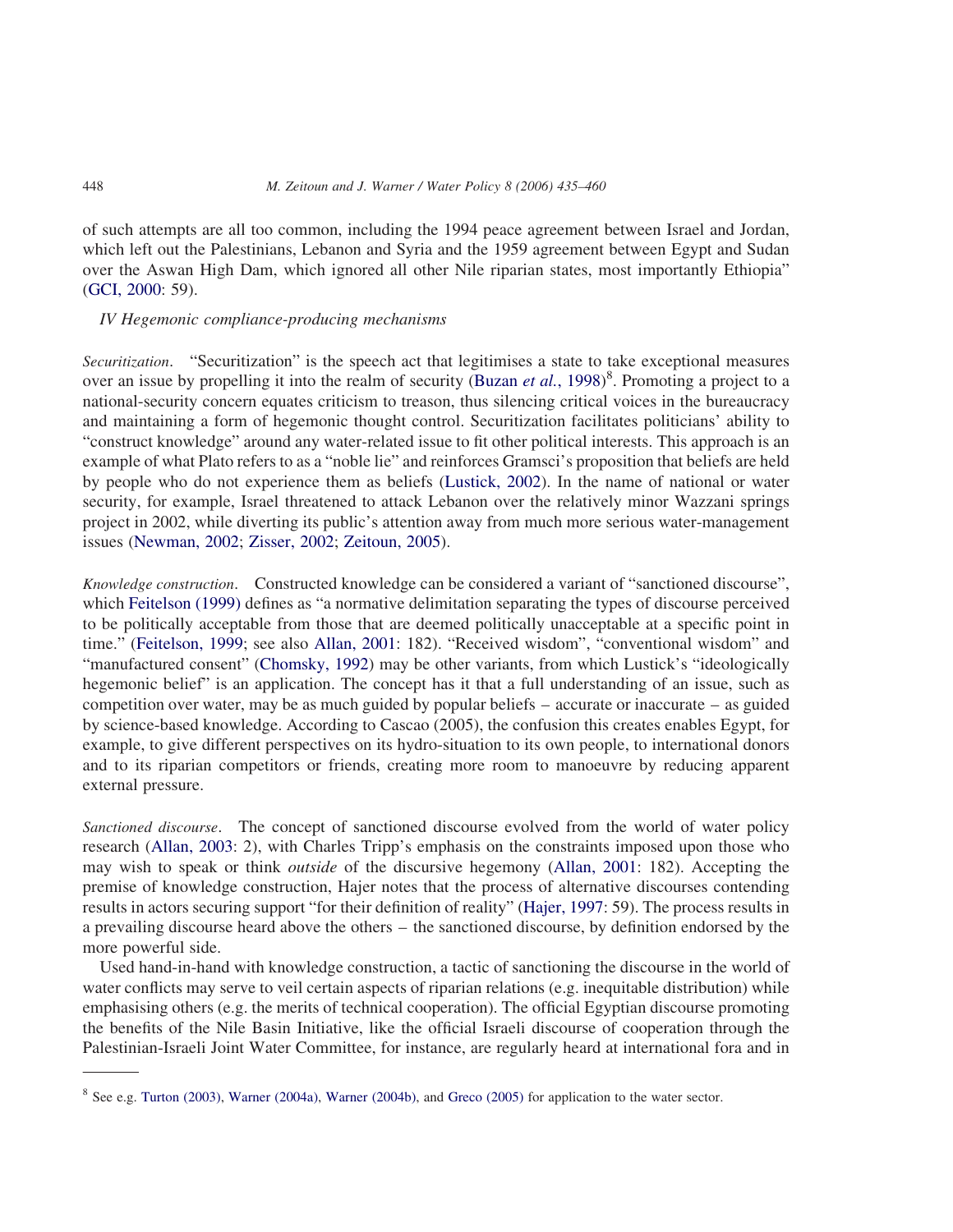of such attempts are all too common, including the 1994 peace agreement between Israel and Jordan, which left out the Palestinians, Lebanon and Syria and the 1959 agreement between Egypt and Sudan over the Aswan High Dam, which ignored all other Nile riparian states, most importantly Ethiopia" (GCI, 2000: 59).

*IV Hegemonic compliance-producing mechanisms*

*Securitization*. "Securitization" is the speech act that legitimises a state to take exceptional measures over an issue by propelling it into the realm of security (Buzan *et al.*, 1998)[8]. Promoting a project to a national-security concern equates criticism to treason, thus silencing critical voices in the bureaucracy and maintaining a form of hegemonic thought control. Securitization facilitates politicians' ability to "construct knowledge" around any water-related issue to fit other political interests. This approach is an example of what Plato refers to as a "noble lie" and reinforces Gramsci's proposition that beliefs are held by people who do not experience them as beliefs (Lustick, 2002). In the name of national or water security, for example, Israel threatened to attack Lebanon over the relatively minor Wazzani springs project in 2002, while diverting its public's attention away from much more serious water-management issues (Newman, 2002; Zisser, 2002; Zeitoun, 2005).

*Knowledge construction*. Constructed knowledge can be considered a variant of "sanctioned discourse", which Feitelson (1999) defines as "a normative delimitation separating the types of discourse perceived to be politically acceptable from those that are deemed politically unacceptable at a specific point in time." (Feitelson, 1999; see also Allan, 2001: 182). "Received wisdom", "conventional wisdom" and "manufactured consent" (Chomsky, 1992) may be other variants, from which Lustick's "ideologically hegemonic belief" is an application. The concept has it that a full understanding of an issue, such as competition over water, may be as much guided by popular beliefs – accurate or inaccurate – as guided by science-based knowledge. According to Cascao (2005), the confusion this creates enables Egypt, for example, to give different perspectives on its hydro-situation to its own people, to international donors and to its riparian competitors or friends, creating more room to manoeuvre by reducing apparent external pressure.

*Sanctioned discourse*. The concept of sanctioned discourse evolved from the world of water policy research (Allan, 2003: 2), with Charles Tripp's emphasis on the constraints imposed upon those who may wish to speak or think *outside* of the discursive hegemony (Allan, 2001: 182). Accepting the premise of knowledge construction, Hajer notes that the process of alternative discourses contending results in actors securing support "for their definition of reality" (Hajer, 1997: 59). The process results in a prevailing discourse heard above the others – the sanctioned discourse, by definition endorsed by the more powerful side.

Used hand-in-hand with knowledge construction, a tactic of sanctioning the discourse in the world of water conflicts may serve to veil certain aspects of riparian relations (e.g. inequitable distribution) while emphasising others (e.g. the merits of technical cooperation). The official Egyptian discourse promoting the benefits of the Nile Basin Initiative, like the official Israeli discourse of cooperation through the Palestinian-Israeli Joint Water Committee, for instance, are regularly heard at international fora and in

---

[8] See e.g. Turton (2003), Warner (2004a), Warner (2004b), and Greco (2005) for application to the water sector.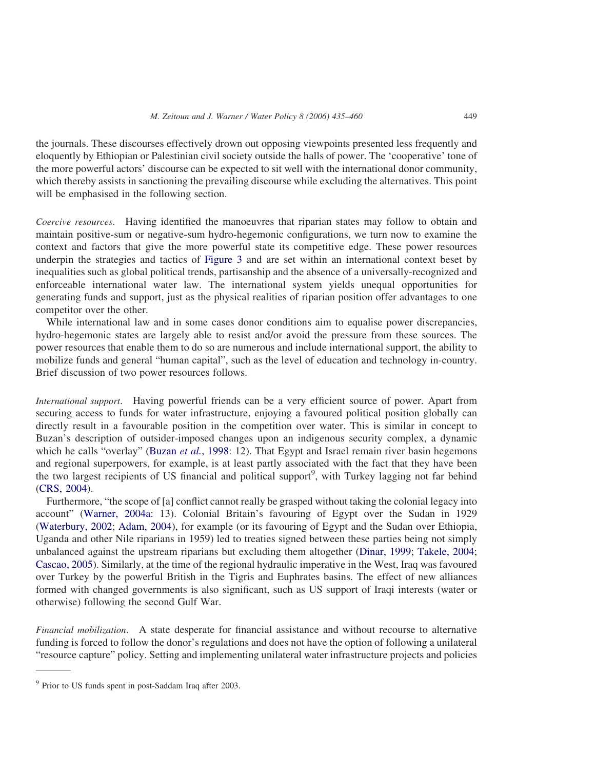the journals. These discourses effectively drown out opposing viewpoints presented less frequently and eloquently by Ethiopian or Palestinian civil society outside the halls of power. The 'cooperative' tone of the more powerful actors' discourse can be expected to sit well with the international donor community, which thereby assists in sanctioning the prevailing discourse while excluding the alternatives. This point will be emphasised in the following section.

*Coercive resources*. Having identified the manoeuvres that riparian states may follow to obtain and maintain positive-sum or negative-sum hydro-hegemonic configurations, we turn now to examine the context and factors that give the more powerful state its competitive edge. These power resources underpin the strategies and tactics of Figure 3 and are set within an international context beset by inequalities such as global political trends, partisanship and the absence of a universally-recognized and enforceable international water law. The international system yields unequal opportunities for generating funds and support, just as the physical realities of riparian position offer advantages to one competitor over the other.

While international law and in some cases donor conditions aim to equalise power discrepancies, hydro-hegemonic states are largely able to resist and/or avoid the pressure from these sources. The power resources that enable them to do so are numerous and include international support, the ability to mobilize funds and general "human capital", such as the level of education and technology in-country. Brief discussion of two power resources follows.

*International support*. Having powerful friends can be a very efficient source of power. Apart from securing access to funds for water infrastructure, enjoying a favoured political position globally can directly result in a favourable position in the competition over water. This is similar in concept to Buzan's description of outsider-imposed changes upon an indigenous security complex, a dynamic which he calls "overlay" (Buzan *et al.*, 1998: 12). That Egypt and Israel remain river basin hegemons and regional superpowers, for example, is at least partly associated with the fact that they have been the two largest recipients of US financial and political support[9], with Turkey lagging not far behind (CRS, 2004).

Furthermore, "the scope of [a] conflict cannot really be grasped without taking the colonial legacy into account" (Warner, 2004a: 13). Colonial Britain's favouring of Egypt over the Sudan in 1929 (Waterbury, 2002; Adam, 2004), for example (or its favouring of Egypt and the Sudan over Ethiopia, Uganda and other Nile riparians in 1959) led to treaties signed between these parties being not simply unbalanced against the upstream riparians but excluding them altogether (Dinar, 1999; Takele, 2004; Cascao, 2005). Similarly, at the time of the regional hydraulic imperative in the West, Iraq was favoured over Turkey by the powerful British in the Tigris and Euphrates basins. The effect of new alliances formed with changed governments is also significant, such as US support of Iraqi interests (water or otherwise) following the second Gulf War.

*Financial mobilization*. A state desperate for financial assistance and without recourse to alternative funding is forced to follow the donor's regulations and does not have the option of following a unilateral "resource capture" policy. Setting and implementing unilateral water infrastructure projects and policies

[9] Prior to US funds spent in post-Saddam Iraq after 2003.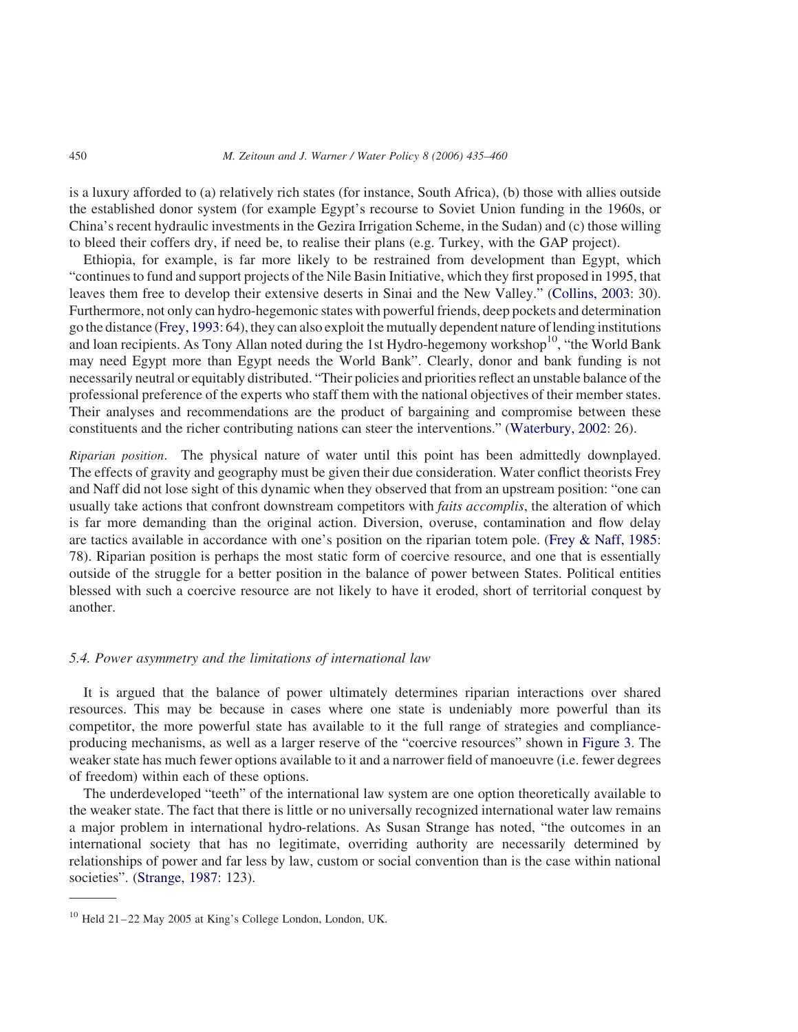is a luxury afforded to (a) relatively rich states (for instance, South Africa), (b) those with allies outside the established donor system (for example Egypt's recourse to Soviet Union funding in the 1960s, or China's recent hydraulic investments in the Gezira Irrigation Scheme, in the Sudan) and (c) those willing to bleed their coffers dry, if need be, to realise their plans (e.g. Turkey, with the GAP project).

Ethiopia, for example, is far more likely to be restrained from development than Egypt, which "continues to fund and support projects of the Nile Basin Initiative, which they first proposed in 1995, that leaves them free to develop their extensive deserts in Sinai and the New Valley." (Collins, 2003: 30). Furthermore, not only can hydro-hegemonic states with powerful friends, deep pockets and determination go the distance (Frey, 1993: 64), they can also exploit the mutually dependent nature of lending institutions and loan recipients. As Tony Allan noted during the 1st Hydro-hegemony workshop[10], "the World Bank may need Egypt more than Egypt needs the World Bank". Clearly, donor and bank funding is not necessarily neutral or equitably distributed. "Their policies and priorities reflect an unstable balance of the professional preference of the experts who staff them with the national objectives of their member states. Their analyses and recommendations are the product of bargaining and compromise between these constituents and the richer contributing nations can steer the interventions." (Waterbury, 2002: 26).

*Riparian position*. The physical nature of water until this point has been admittedly downplayed. The effects of gravity and geography must be given their due consideration. Water conflict theorists Frey and Naff did not lose sight of this dynamic when they observed that from an upstream position: "one can usually take actions that confront downstream competitors with *faits accomplis*, the alteration of which is far more demanding than the original action. Diversion, overuse, contamination and flow delay are tactics available in accordance with one's position on the riparian totem pole. (Frey & Naff, 1985: 78). Riparian position is perhaps the most static form of coercive resource, and one that is essentially outside of the struggle for a better position in the balance of power between States. Political entities blessed with such a coercive resource are not likely to have it eroded, short of territorial conquest by another.

### 5.4. Power asymmetry and the limitations of international law

It is argued that the balance of power ultimately determines riparian interactions over shared resources. This may be because in cases where one state is undeniably more powerful than its competitor, the more powerful state has available to it the full range of strategies and compliance-producing mechanisms, as well as a larger reserve of the "coercive resources" shown in Figure 3. The weaker state has much fewer options available to it and a narrower field of manoeuvre (i.e. fewer degrees of freedom) within each of these options.

The underdeveloped "teeth" of the international law system are one option theoretically available to the weaker state. The fact that there is little or no universally recognized international water law remains a major problem in international hydro-relations. As Susan Strange has noted, "the outcomes in an international society that has no legitimate, overriding authority are necessarily determined by relationships of power and far less by law, custom or social convention than is the case within national societies". (Strange, 1987: 123).

---

[10] Held 21–22 May 2005 at King's College London, London, UK.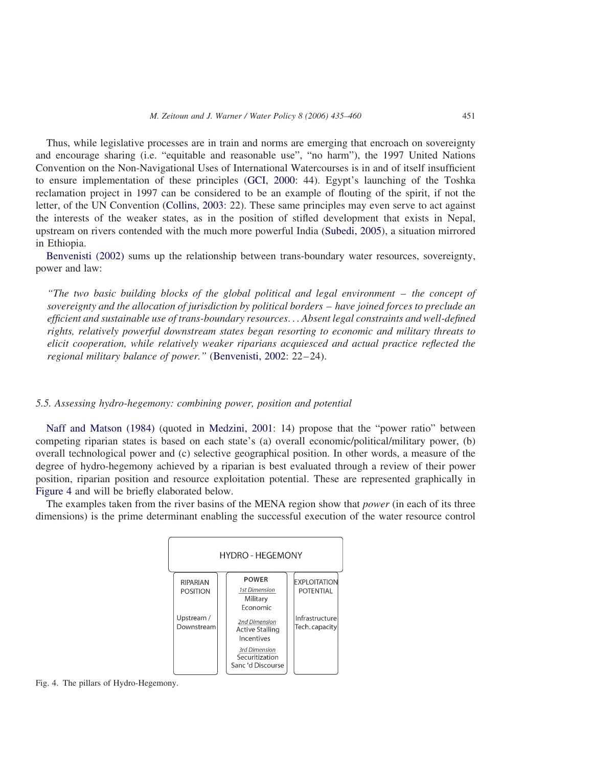Thus, while legislative processes are in train and norms are emerging that encroach on sovereignty and encourage sharing (i.e. "equitable and reasonable use", "no harm"), the 1997 United Nations Convention on the Non-Navigational Uses of International Watercourses is in and of itself insufficient to ensure implementation of these principles (GCI, 2000: 44). Egypt's launching of the Toshka reclamation project in 1997 can be considered to be an example of flouting of the spirit, if not the letter, of the UN Convention (Collins, 2003: 22). These same principles may even serve to act against the interests of the weaker states, as in the position of stifled development that exists in Nepal, upstream on rivers contended with the much more powerful India (Subedi, 2005), a situation mirrored in Ethiopia.

Benvenisti (2002) sums up the relationship between trans-boundary water resources, sovereignty, power and law:

> *"The two basic building blocks of the global political and legal environment – the concept of sovereignty and the allocation of jurisdiction by political borders – have joined forces to preclude an efficient and sustainable use of trans-boundary resources… Absent legal constraints and well-defined rights, relatively powerful downstream states began resorting to economic and military threats to elicit cooperation, while relatively weaker riparians acquiesced and actual practice reflected the regional military balance of power."* (Benvenisti, 2002: 22–24).

### 5.5. Assessing hydro-hegemony: combining power, position and potential

Naff and Matson (1984) (quoted in Medzini, 2001: 14) propose that the "power ratio" between competing riparian states is based on each state's (a) overall economic/political/military power, (b) overall technological power and (c) selective geographical position. In other words, a measure of the degree of hydro-hegemony achieved by a riparian is best evaluated through a review of their power position, riparian position and resource exploitation potential. These are represented graphically in Figure 4 and will be briefly elaborated below.

The examples taken from the river basins of the MENA region show that *power* (in each of its three dimensions) is the prime determinant enabling the successful execution of the water resource control

| HYDRO - HEGEMONY | | |
|---|---|---|
| RIPARIAN POSITION | POWER | EXPLOITATION POTENTIAL |
| Upstream / Downstream | *1st Dimension*<br>Military<br>Economic<br>*2nd Dimension*<br>Active Stalling<br>Incentives<br>*3rd Dimension*<br>Securitization<br>Sanc'd Discourse | Infrastructure<br>Tech. capacity |

Fig. 4. The pillars of Hydro-Hegemony.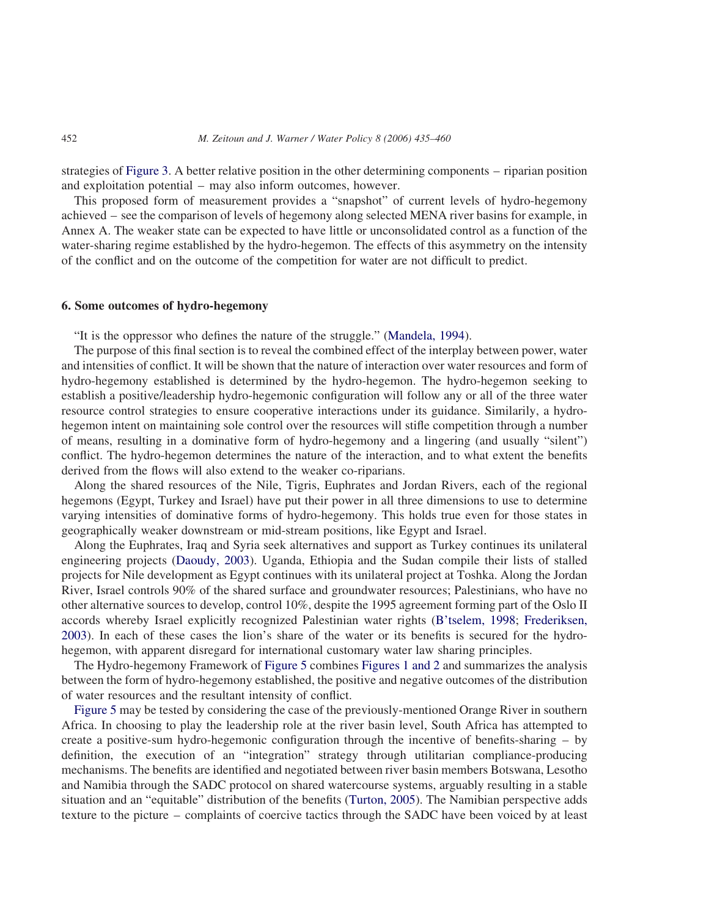strategies of Figure 3. A better relative position in the other determining components – riparian position and exploitation potential – may also inform outcomes, however.

This proposed form of measurement provides a "snapshot" of current levels of hydro-hegemony achieved – see the comparison of levels of hegemony along selected MENA river basins for example, in Annex A. The weaker state can be expected to have little or unconsolidated control as a function of the water-sharing regime established by the hydro-hegemon. The effects of this asymmetry on the intensity of the conflict and on the outcome of the competition for water are not difficult to predict.

## 6. Some outcomes of hydro-hegemony

"It is the oppressor who defines the nature of the struggle." (Mandela, 1994).

The purpose of this final section is to reveal the combined effect of the interplay between power, water and intensities of conflict. It will be shown that the nature of interaction over water resources and form of hydro-hegemony established is determined by the hydro-hegemon. The hydro-hegemon seeking to establish a positive/leadership hydro-hegemonic configuration will follow any or all of the three water resource control strategies to ensure cooperative interactions under its guidance. Similarly, a hydro-hegemon intent on maintaining sole control over the resources will stifle competition through a number of means, resulting in a dominative form of hydro-hegemony and a lingering (and usually "silent") conflict. The hydro-hegemon determines the nature of the interaction, and to what extent the benefits derived from the flows will also extend to the weaker co-riparians.

Along the shared resources of the Nile, Tigris, Euphrates and Jordan Rivers, each of the regional hegemons (Egypt, Turkey and Israel) have put their power in all three dimensions to use to determine varying intensities of dominative forms of hydro-hegemony. This holds true even for those states in geographically weaker downstream or mid-stream positions, like Egypt and Israel.

Along the Euphrates, Iraq and Syria seek alternatives and support as Turkey continues its unilateral engineering projects (Daoudy, 2003). Uganda, Ethiopia and the Sudan compile their lists of stalled projects for Nile development as Egypt continues with its unilateral project at Toshka. Along the Jordan River, Israel controls 90% of the shared surface and groundwater resources; Palestinians, who have no other alternative sources to develop, control 10%, despite the 1995 agreement forming part of the Oslo II accords whereby Israel explicitly recognized Palestinian water rights (B'tselem, 1998; Frederiksen, 2003). In each of these cases the lion's share of the water or its benefits is secured for the hydro-hegemon, with apparent disregard for international customary water law sharing principles.

The Hydro-hegemony Framework of Figure 5 combines Figures 1 and 2 and summarizes the analysis between the form of hydro-hegemony established, the positive and negative outcomes of the distribution of water resources and the resultant intensity of conflict.

Figure 5 may be tested by considering the case of the previously-mentioned Orange River in southern Africa. In choosing to play the leadership role at the river basin level, South Africa has attempted to create a positive-sum hydro-hegemonic configuration through the incentive of benefits-sharing – by definition, the execution of an "integration" strategy through utilitarian compliance-producing mechanisms. The benefits are identified and negotiated between river basin members Botswana, Lesotho and Namibia through the SADC protocol on shared watercourse systems, arguably resulting in a stable situation and an "equitable" distribution of the benefits (Turton, 2005). The Namibian perspective adds texture to the picture – complaints of coercive tactics through the SADC have been voiced by at least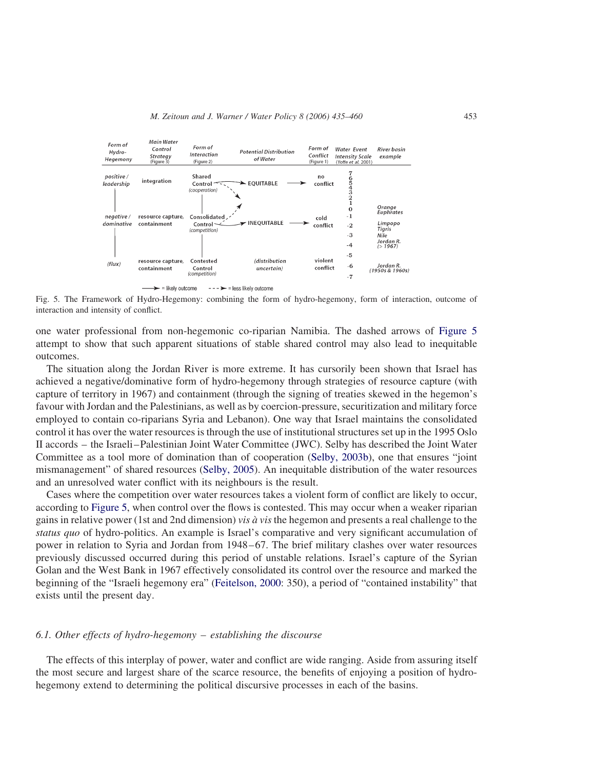| Form of Hydro-Hegemony | Main Water Control Strategy (Figure 3) | Form of Interaction (Figure 2) | Potential Distribution of Water | Form of Conflict (Figure 1) | Water Event Intensity Scale (Yoffe et al. 2001) | River basin example |
|---|---|---|---|---|---|---|
| positive / leadership | integration | Shared Control (cooperation) | EQUITABLE | no conflict | 7 6 5 4 3 2 1 0 | |
| negative / dominative | resource capture, containment | Consolidated Control (competition) | INEQUITABLE | cold conflict | -1 -2 -3 -4 | Orange Euphrates Limpopo Tigris Nile Jordan R. (> 1967) |
| (flux) | resource capture, containment | Contested Control (competition) | (distribution uncertain) | violent conflict | -5 -6 -7 | Jordan R. (1950s & 1960s) |

→ = likely outcome - - -> = less likely outcome

Fig. 5. The Framework of Hydro-Hegemony: combining the form of hydro-hegemony, form of interaction, outcome of interaction and intensity of conflict.

one water professional from non-hegemonic co-riparian Namibia. The dashed arrows of Figure 5 attempt to show that such apparent situations of stable shared control may also lead to inequitable outcomes.

The situation along the Jordan River is more extreme. It has cursorily been shown that Israel has achieved a negative/dominative form of hydro-hegemony through strategies of resource capture (with capture of territory in 1967) and containment (through the signing of treaties skewed in the hegemon's favour with Jordan and the Palestinians, as well as by coercion-pressure, securitization and military force employed to contain co-riparians Syria and Lebanon). One way that Israel maintains the consolidated control it has over the water resources is through the use of institutional structures set up in the 1995 Oslo II accords – the Israeli–Palestinian Joint Water Committee (JWC). Selby has described the Joint Water Committee as a tool more of domination than of cooperation (Selby, 2003b), one that ensures "joint mismanagement" of shared resources (Selby, 2005). An inequitable distribution of the water resources and an unresolved water conflict with its neighbours is the result.

Cases where the competition over water resources takes a violent form of conflict are likely to occur, according to Figure 5, when control over the flows is contested. This may occur when a weaker riparian gains in relative power (1st and 2nd dimension) *vis à vis* the hegemon and presents a real challenge to the *status quo* of hydro-politics. An example is Israel's comparative and very significant accumulation of power in relation to Syria and Jordan from 1948–67. The brief military clashes over water resources previously discussed occurred during this period of unstable relations. Israel's capture of the Syrian Golan and the West Bank in 1967 effectively consolidated its control over the resource and marked the beginning of the "Israeli hegemony era" (Feitelson, 2000: 350), a period of "contained instability" that exists until the present day.

### 6.1. Other effects of hydro-hegemony – establishing the discourse

The effects of this interplay of power, water and conflict are wide ranging. Aside from assuring itself the most secure and largest share of the scarce resource, the benefits of enjoying a position of hydro-hegemony extend to determining the political discursive processes in each of the basins.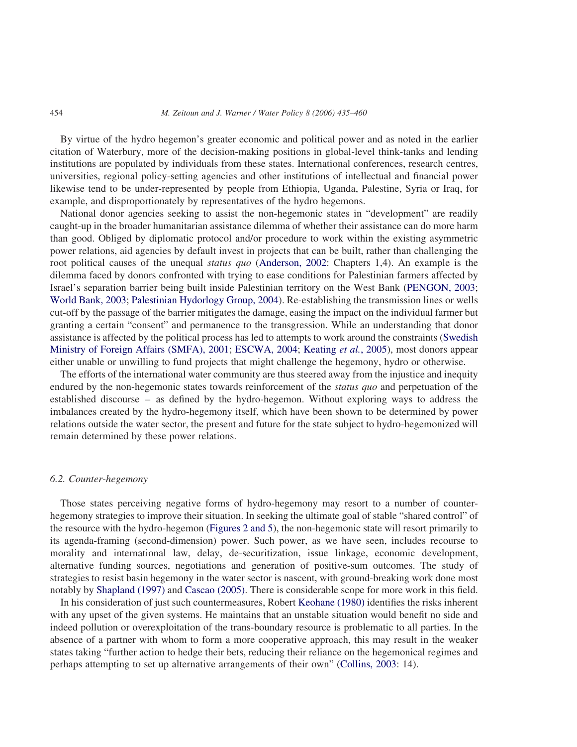By virtue of the hydro hegemon's greater economic and political power and as noted in the earlier citation of Waterbury, more of the decision-making positions in global-level think-tanks and lending institutions are populated by individuals from these states. International conferences, research centres, universities, regional policy-setting agencies and other institutions of intellectual and financial power likewise tend to be under-represented by people from Ethiopia, Uganda, Palestine, Syria or Iraq, for example, and disproportionately by representatives of the hydro hegemons.

National donor agencies seeking to assist the non-hegemonic states in "development" are readily caught-up in the broader humanitarian assistance dilemma of whether their assistance can do more harm than good. Obliged by diplomatic protocol and/or procedure to work within the existing asymmetric power relations, aid agencies by default invest in projects that can be built, rather than challenging the root political causes of the unequal *status quo* (Anderson, 2002: Chapters 1,4). An example is the dilemma faced by donors confronted with trying to ease conditions for Palestinian farmers affected by Israel's separation barrier being built inside Palestinian territory on the West Bank (PENGON, 2003; World Bank, 2003; Palestinian Hydorlogy Group, 2004). Re-establishing the transmission lines or wells cut-off by the passage of the barrier mitigates the damage, easing the impact on the individual farmer but granting a certain "consent" and permanence to the transgression. While an understanding that donor assistance is affected by the political process has led to attempts to work around the constraints (Swedish Ministry of Foreign Affairs (SMFA), 2001; ESCWA, 2004; Keating *et al.*, 2005), most donors appear either unable or unwilling to fund projects that might challenge the hegemony, hydro or otherwise.

The efforts of the international water community are thus steered away from the injustice and inequity endured by the non-hegemonic states towards reinforcement of the *status quo* and perpetuation of the established discourse – as defined by the hydro-hegemon. Without exploring ways to address the imbalances created by the hydro-hegemony itself, which have been shown to be determined by power relations outside the water sector, the present and future for the state subject to hydro-hegemonized will remain determined by these power relations.

### *6.2. Counter-hegemony*

Those states perceiving negative forms of hydro-hegemony may resort to a number of counter-hegemony strategies to improve their situation. In seeking the ultimate goal of stable "shared control" of the resource with the hydro-hegemon (Figures 2 and 5), the non-hegemonic state will resort primarily to its agenda-framing (second-dimension) power. Such power, as we have seen, includes recourse to morality and international law, delay, de-securitization, issue linkage, economic development, alternative funding sources, negotiations and generation of positive-sum outcomes. The study of strategies to resist basin hegemony in the water sector is nascent, with ground-breaking work done most notably by Shapland (1997) and Cascao (2005). There is considerable scope for more work in this field.

In his consideration of just such countermeasures, Robert Keohane (1980) identifies the risks inherent with any upset of the given systems. He maintains that an unstable situation would benefit no side and indeed pollution or overexploitation of the trans-boundary resource is problematic to all parties. In the absence of a partner with whom to form a more cooperative approach, this may result in the weaker states taking "further action to hedge their bets, reducing their reliance on the hegemonical regimes and perhaps attempting to set up alternative arrangements of their own" (Collins, 2003: 14).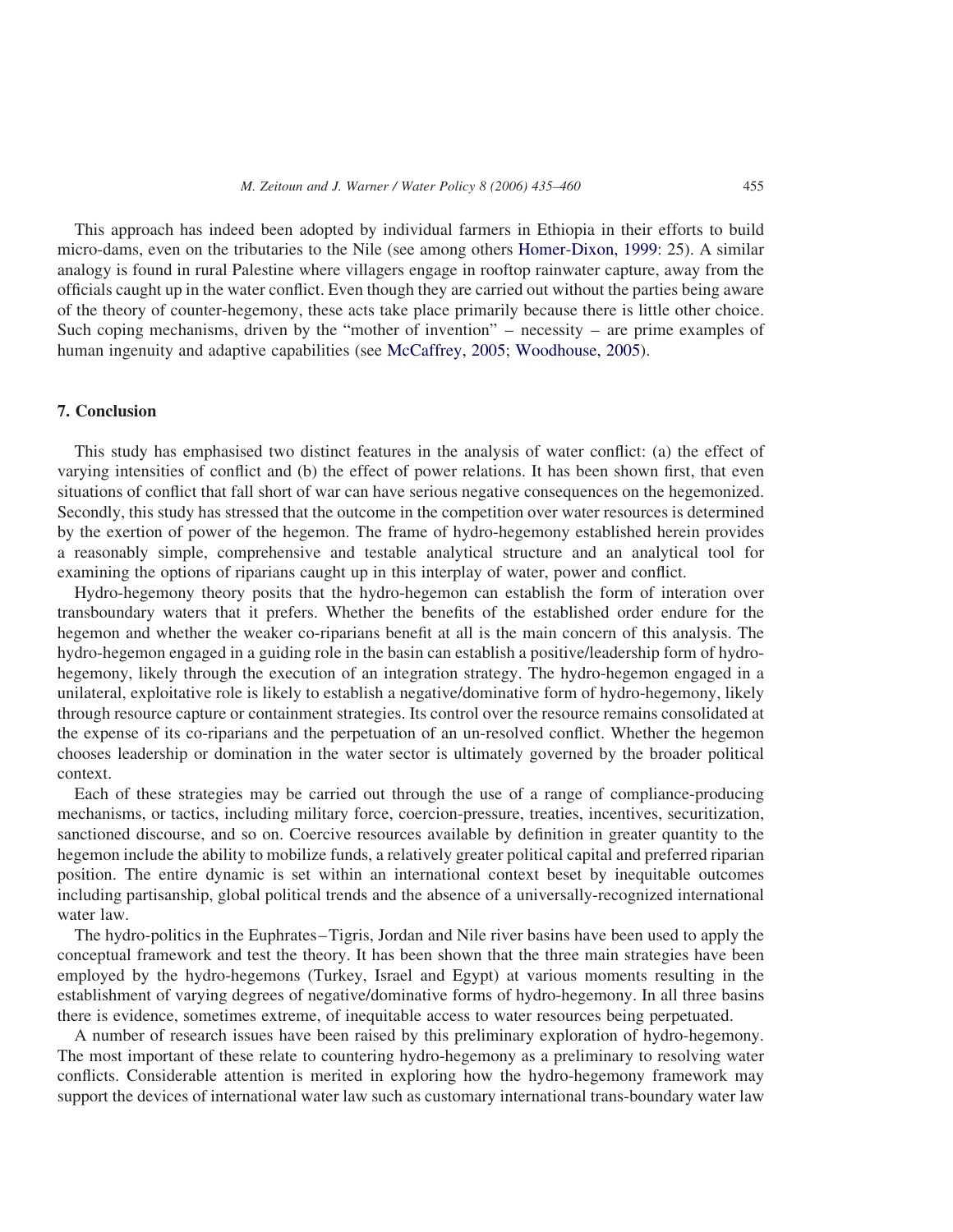This approach has indeed been adopted by individual farmers in Ethiopia in their efforts to build micro-dams, even on the tributaries to the Nile (see among others Homer-Dixon, 1999: 25). A similar analogy is found in rural Palestine where villagers engage in rooftop rainwater capture, away from the officials caught up in the water conflict. Even though they are carried out without the parties being aware of the theory of counter-hegemony, these acts take place primarily because there is little other choice. Such coping mechanisms, driven by the "mother of invention" – necessity – are prime examples of human ingenuity and adaptive capabilities (see McCaffrey, 2005; Woodhouse, 2005).

## 7. Conclusion

This study has emphasised two distinct features in the analysis of water conflict: (a) the effect of varying intensities of conflict and (b) the effect of power relations. It has been shown first, that even situations of conflict that fall short of war can have serious negative consequences on the hegemonized. Secondly, this study has stressed that the outcome in the competition over water resources is determined by the exertion of power of the hegemon. The frame of hydro-hegemony established herein provides a reasonably simple, comprehensive and testable analytical structure and an analytical tool for examining the options of riparians caught up in this interplay of water, power and conflict.

Hydro-hegemony theory posits that the hydro-hegemon can establish the form of interation over transboundary waters that it prefers. Whether the benefits of the established order endure for the hegemon and whether the weaker co-riparians benefit at all is the main concern of this analysis. The hydro-hegemon engaged in a guiding role in the basin can establish a positive/leadership form of hydro-hegemony, likely through the execution of an integration strategy. The hydro-hegemon engaged in a unilateral, exploitative role is likely to establish a negative/dominative form of hydro-hegemony, likely through resource capture or containment strategies. Its control over the resource remains consolidated at the expense of its co-riparians and the perpetuation of an un-resolved conflict. Whether the hegemon chooses leadership or domination in the water sector is ultimately governed by the broader political context.

Each of these strategies may be carried out through the use of a range of compliance-producing mechanisms, or tactics, including military force, coercion-pressure, treaties, incentives, securitization, sanctioned discourse, and so on. Coercive resources available by definition in greater quantity to the hegemon include the ability to mobilize funds, a relatively greater political capital and preferred riparian position. The entire dynamic is set within an international context beset by inequitable outcomes including partisanship, global political trends and the absence of a universally-recognized international water law.

The hydro-politics in the Euphrates–Tigris, Jordan and Nile river basins have been used to apply the conceptual framework and test the theory. It has been shown that the three main strategies have been employed by the hydro-hegemons (Turkey, Israel and Egypt) at various moments resulting in the establishment of varying degrees of negative/dominative forms of hydro-hegemony. In all three basins there is evidence, sometimes extreme, of inequitable access to water resources being perpetuated.

A number of research issues have been raised by this preliminary exploration of hydro-hegemony. The most important of these relate to countering hydro-hegemony as a preliminary to resolving water conflicts. Considerable attention is merited in exploring how the hydro-hegemony framework may support the devices of international water law such as customary international trans-boundary water law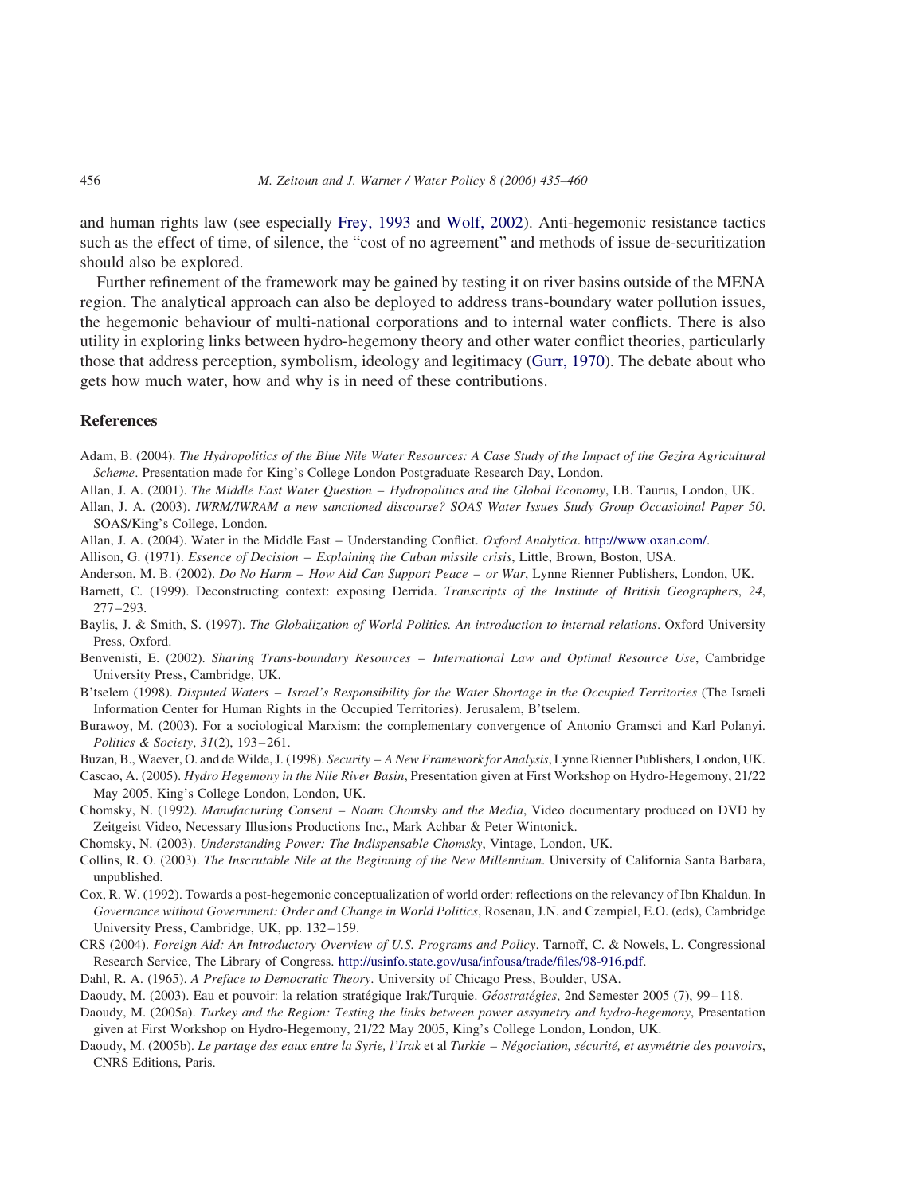and human rights law (see especially Frey, 1993 and Wolf, 2002). Anti-hegemonic resistance tactics such as the effect of time, of silence, the "cost of no agreement" and methods of issue de-securitization should also be explored.

Further refinement of the framework may be gained by testing it on river basins outside of the MENA region. The analytical approach can also be deployed to address trans-boundary water pollution issues, the hegemonic behaviour of multi-national corporations and to internal water conflicts. There is also utility in exploring links between hydro-hegemony theory and other water conflict theories, particularly those that address perception, symbolism, ideology and legitimacy (Gurr, 1970). The debate about who gets how much water, how and why is in need of these contributions.

## References

Adam, B. (2004). *The Hydropolitics of the Blue Nile Water Resources: A Case Study of the Impact of the Gezira Agricultural Scheme*. Presentation made for King's College London Postgraduate Research Day, London.

Allan, J. A. (2001). *The Middle East Water Question – Hydropolitics and the Global Economy*, I.B. Taurus, London, UK.

Allan, J. A. (2003). *IWRM/IWRAM a new sanctioned discourse? SOAS Water Issues Study Group Occasioinal Paper 50*. SOAS/King's College, London.

Allan, J. A. (2004). Water in the Middle East – Understanding Conflict. *Oxford Analytica*. http://www.oxan.com/.

Allison, G. (1971). *Essence of Decision – Explaining the Cuban missile crisis*, Little, Brown, Boston, USA.

Anderson, M. B. (2002). *Do No Harm – How Aid Can Support Peace – or War*, Lynne Rienner Publishers, London, UK.

Barnett, C. (1999). Deconstructing context: exposing Derrida. *Transcripts of the Institute of British Geographers*, *24*, 277–293.

Baylis, J. & Smith, S. (1997). *The Globalization of World Politics. An introduction to internal relations*. Oxford University Press, Oxford.

Benvenisti, E. (2002). *Sharing Trans-boundary Resources – International Law and Optimal Resource Use*, Cambridge University Press, Cambridge, UK.

B'tselem (1998). *Disputed Waters – Israel's Responsibility for the Water Shortage in the Occupied Territories* (The Israeli Information Center for Human Rights in the Occupied Territories). Jerusalem, B'tselem.

Burawoy, M. (2003). For a sociological Marxism: the complementary convergence of Antonio Gramsci and Karl Polanyi. *Politics & Society*, *31*(2), 193–261.

Buzan, B., Waever, O. and de Wilde, J. (1998). *Security – A New Framework for Analysis*, Lynne Rienner Publishers, London, UK.

Cascao, A. (2005). *Hydro Hegemony in the Nile River Basin*, Presentation given at First Workshop on Hydro-Hegemony, 21/22 May 2005, King's College London, London, UK.

Chomsky, N. (1992). *Manufacturing Consent – Noam Chomsky and the Media*, Video documentary produced on DVD by Zeitgeist Video, Necessary Illusions Productions Inc., Mark Achbar & Peter Wintonick.

Chomsky, N. (2003). *Understanding Power: The Indispensable Chomsky*, Vintage, London, UK.

Collins, R. O. (2003). *The Inscrutable Nile at the Beginning of the New Millennium*. University of California Santa Barbara, unpublished.

Cox, R. W. (1992). Towards a post-hegemonic conceptualization of world order: reflections on the relevancy of Ibn Khaldun. In *Governance without Government: Order and Change in World Politics*, Rosenau, J.N. and Czempiel, E.O. (eds), Cambridge University Press, Cambridge, UK, pp. 132–159.

CRS (2004). *Foreign Aid: An Introductory Overview of U.S. Programs and Policy*. Tarnoff, C. & Nowels, L. Congressional Research Service, The Library of Congress. http://usinfo.state.gov/usa/infousa/trade/files/98-916.pdf.

Dahl, R. A. (1965). *A Preface to Democratic Theory*. University of Chicago Press, Boulder, USA.

Daoudy, M. (2003). Eau et pouvoir: la relation stratégique Irak/Turquie. *Géostratégies*, 2nd Semester 2005 (7), 99–118.

Daoudy, M. (2005a). *Turkey and the Region: Testing the links between power assymetry and hydro-hegemony*, Presentation given at First Workshop on Hydro-Hegemony, 21/22 May 2005, King's College London, London, UK.

Daoudy, M. (2005b). *Le partage des eaux entre la Syrie, l'Irak* et al *Turkie – Négociation, sécurité, et asymétrie des pouvoirs*, CNRS Editions, Paris.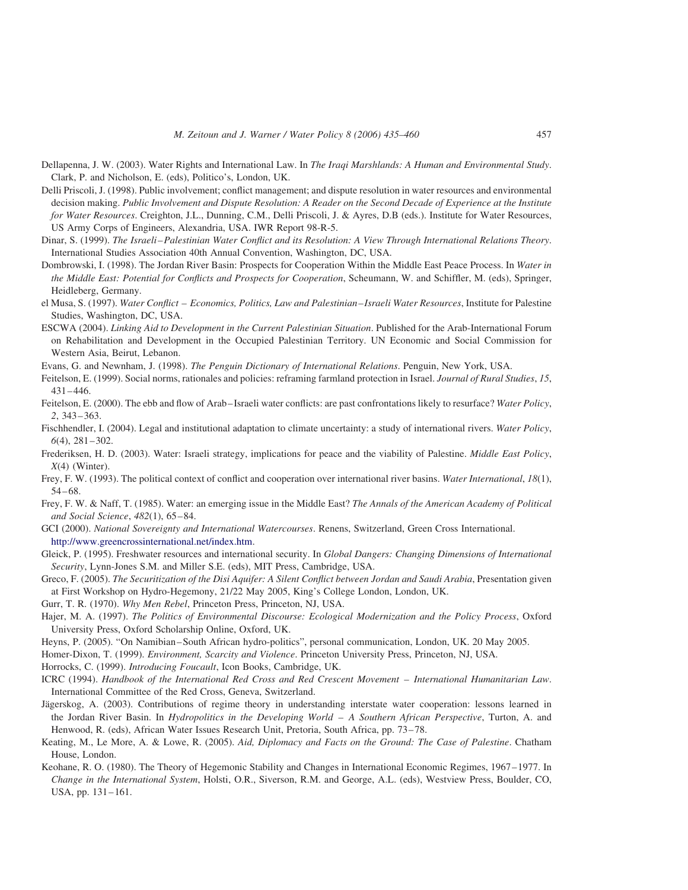Dellapenna, J. W. (2003). Water Rights and International Law. In *The Iraqi Marshlands: A Human and Environmental Study*. Clark, P. and Nicholson, E. (eds), Politico's, London, UK.

Delli Priscoli, J. (1998). Public involvement; conflict management; and dispute resolution in water resources and environmental decision making. *Public Involvement and Dispute Resolution: A Reader on the Second Decade of Experience at the Institute for Water Resources*. Creighton, J.L., Dunning, C.M., Delli Priscoli, J. & Ayres, D.B (eds.). Institute for Water Resources, US Army Corps of Engineers, Alexandria, USA. IWR Report 98-R-5.

Dinar, S. (1999). *The Israeli–Palestinian Water Conflict and its Resolution: A View Through International Relations Theory*. International Studies Association 40th Annual Convention, Washington, DC, USA.

Dombrowski, I. (1998). The Jordan River Basin: Prospects for Cooperation Within the Middle East Peace Process. In *Water in the Middle East: Potential for Conflicts and Prospects for Cooperation*, Scheumann, W. and Schiffler, M. (eds), Springer, Heidleberg, Germany.

el Musa, S. (1997). *Water Conflict – Economics, Politics, Law and Palestinian–Israeli Water Resources*, Institute for Palestine Studies, Washington, DC, USA.

ESCWA (2004). *Linking Aid to Development in the Current Palestinian Situation*. Published for the Arab-International Forum on Rehabilitation and Development in the Occupied Palestinian Territory. UN Economic and Social Commission for Western Asia, Beirut, Lebanon.

Evans, G. and Newnham, J. (1998). *The Penguin Dictionary of International Relations*. Penguin, New York, USA.

Feitelson, E. (1999). Social norms, rationales and policies: reframing farmland protection in Israel. *Journal of Rural Studies*, *15*, 431–446.

Feitelson, E. (2000). The ebb and flow of Arab–Israeli water conflicts: are past confrontations likely to resurface? *Water Policy*, *2*, 343–363.

Fischhendler, I. (2004). Legal and institutional adaptation to climate uncertainty: a study of international rivers. *Water Policy*, *6*(4), 281–302.

Frederiksen, H. D. (2003). Water: Israeli strategy, implications for peace and the viability of Palestine. *Middle East Policy*, *X*(4) (Winter).

Frey, F. W. (1993). The political context of conflict and cooperation over international river basins. *Water International*, *18*(1), 54–68.

Frey, F. W. & Naff, T. (1985). Water: an emerging issue in the Middle East? *The Annals of the American Academy of Political and Social Science*, *482*(1), 65–84.

GCI (2000). *National Sovereignty and International Watercourses*. Renens, Switzerland, Green Cross International. http://www.greencrossinternational.net/index.htm.

Gleick, P. (1995). Freshwater resources and international security. In *Global Dangers: Changing Dimensions of International Security*, Lynn-Jones S.M. and Miller S.E. (eds), MIT Press, Cambridge, USA.

Greco, F. (2005). *The Securitization of the Disi Aquifer: A Silent Conflict between Jordan and Saudi Arabia*, Presentation given at First Workshop on Hydro-Hegemony, 21/22 May 2005, King's College London, London, UK.

Gurr, T. R. (1970). *Why Men Rebel*, Princeton Press, Princeton, NJ, USA.

Hajer, M. A. (1997). *The Politics of Environmental Discourse: Ecological Modernization and the Policy Process*, Oxford University Press, Oxford Scholarship Online, Oxford, UK.

Heyns, P. (2005). "On Namibian–South African hydro-politics", personal communication, London, UK. 20 May 2005.

Homer-Dixon, T. (1999). *Environment, Scarcity and Violence*. Princeton University Press, Princeton, NJ, USA.

Horrocks, C. (1999). *Introducing Foucault*, Icon Books, Cambridge, UK.

ICRC (1994). *Handbook of the International Red Cross and Red Crescent Movement – International Humanitarian Law*. International Committee of the Red Cross, Geneva, Switzerland.

Jägerskog, A. (2003). Contributions of regime theory in understanding interstate water cooperation: lessons learned in the Jordan River Basin. In *Hydropolitics in the Developing World – A Southern African Perspective*, Turton, A. and Henwood, R. (eds), African Water Issues Research Unit, Pretoria, South Africa, pp. 73–78.

Keating, M., Le More, A. & Lowe, R. (2005). *Aid, Diplomacy and Facts on the Ground: The Case of Palestine*. Chatham House, London.

Keohane, R. O. (1980). The Theory of Hegemonic Stability and Changes in International Economic Regimes, 1967–1977. In *Change in the International System*, Holsti, O.R., Siverson, R.M. and George, A.L. (eds), Westview Press, Boulder, CO, USA, pp. 131–161.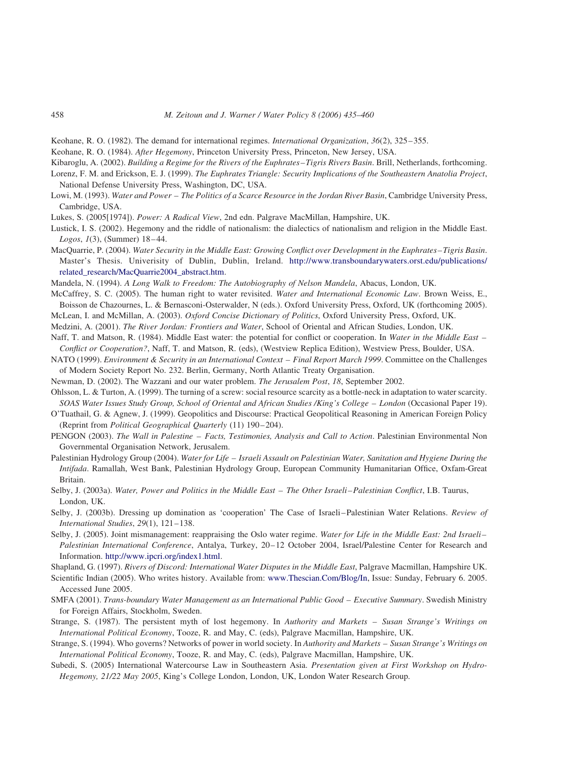Keohane, R. O. (1982). The demand for international regimes. *International Organization*, *36*(2), 325–355.

Keohane, R. O. (1984). *After Hegemony*, Princeton University Press, Princeton, New Jersey, USA.

Kibaroglu, A. (2002). *Building a Regime for the Rivers of the Euphrates–Tigris Rivers Basin*. Brill, Netherlands, forthcoming.

Lorenz, F. M. and Erickson, E. J. (1999). *The Euphrates Triangle: Security Implications of the Southeastern Anatolia Project*, National Defense University Press, Washington, DC, USA.

Lowi, M. (1993). *Water and Power – The Politics of a Scarce Resource in the Jordan River Basin*, Cambridge University Press, Cambridge, USA.

Lukes, S. (2005[1974]). *Power: A Radical View*, 2nd edn. Palgrave MacMillan, Hampshire, UK.

Lustick, I. S. (2002). Hegemony and the riddle of nationalism: the dialectics of nationalism and religion in the Middle East. *Logos*, *1*(3), (Summer) 18–44.

MacQuarrie, P. (2004). *Water Security in the Middle East: Growing Conflict over Development in the Euphrates–Tigris Basin*. Master's Thesis. Univerisity of Dublin, Dublin, Ireland. http://www.transboundarywaters.orst.edu/publications/related_research/MacQuarrie2004_abstract.htm.

Mandela, N. (1994). *A Long Walk to Freedom: The Autobiography of Nelson Mandela*, Abacus, London, UK.

McCaffrey, S. C. (2005). The human right to water revisited. *Water and International Economic Law*. Brown Weiss, E., Boisson de Chazournes, L. & Bernasconi-Osterwalder, N (eds.). Oxford University Press, Oxford, UK (forthcoming 2005).

McLean, I. and McMillan, A. (2003). *Oxford Concise Dictionary of Politics*, Oxford University Press, Oxford, UK.

Medzini, A. (2001). *The River Jordan: Frontiers and Water*, School of Oriental and African Studies, London, UK.

Naff, T. and Matson, R. (1984). Middle East water: the potential for conflict or cooperation. In *Water in the Middle East – Conflict or Cooperation?*, Naff, T. and Matson, R. (eds), (Westview Replica Edition), Westview Press, Boulder, USA.

NATO (1999). *Environment & Security in an International Context – Final Report March 1999*. Committee on the Challenges of Modern Society Report No. 232. Berlin, Germany, North Atlantic Treaty Organisation.

Newman, D. (2002). The Wazzani and our water problem. *The Jerusalem Post*, *18*, September 2002.

Ohlsson, L. & Turton, A. (1999). The turning of a screw: social resource scarcity as a bottle-neck in adaptation to water scarcity. *SOAS Water Issues Study Group, School of Oriental and African Studies /King's College – London* (Occasional Paper 19).

O'Tuathail, G. & Agnew, J. (1999). Geopolitics and Discourse: Practical Geopolitical Reasoning in American Foreign Policy (Reprint from *Political Geographical Quarterly* (11) 190–204).

PENGON (2003). *The Wall in Palestine – Facts, Testimonies, Analysis and Call to Action*. Palestinian Environmental Non Governmental Organisation Network, Jerusalem.

Palestinian Hydrology Group (2004). *Water for Life – Israeli Assault on Palestinian Water, Sanitation and Hygiene During the Intifada*. Ramallah, West Bank, Palestinian Hydrology Group, European Community Humanitarian Office, Oxfam-Great Britain.

Selby, J. (2003a). *Water, Power and Politics in the Middle East – The Other Israeli–Palestinian Conflict*, I.B. Taurus, London, UK.

Selby, J. (2003b). Dressing up domination as 'cooperation' The Case of Israeli–Palestinian Water Relations. *Review of International Studies*, *29*(1), 121–138.

Selby, J. (2005). Joint mismanagement: reappraising the Oslo water regime. *Water for Life in the Middle East: 2nd Israeli–Palestinian International Conference*, Antalya, Turkey, 20–12 October 2004, Israel/Palestine Center for Research and Information. http://www.ipcri.org/index1.html.

Shapland, G. (1997). *Rivers of Discord: International Water Disputes in the Middle East*, Palgrave Macmillan, Hampshire UK.

Scientific Indian (2005). Who writes history. Available from: www.Thescian.Com/Blog/In, Issue: Sunday, February 6. 2005. Accessed June 2005.

SMFA (2001). *Trans-boundary Water Management as an International Public Good – Executive Summary*. Swedish Ministry for Foreign Affairs, Stockholm, Sweden.

Strange, S. (1987). The persistent myth of lost hegemony. In *Authority and Markets – Susan Strange's Writings on International Political Economy*, Tooze, R. and May, C. (eds), Palgrave Macmillan, Hampshire, UK.

Strange, S. (1994). Who governs? Networks of power in world society. In *Authority and Markets – Susan Strange's Writings on International Political Economy*, Tooze, R. and May, C. (eds), Palgrave Macmillan, Hampshire, UK.

Subedi, S. (2005) International Watercourse Law in Southeastern Asia. *Presentation given at First Workshop on Hydro-Hegemony, 21/22 May 2005*, King's College London, London, UK, London Water Research Group.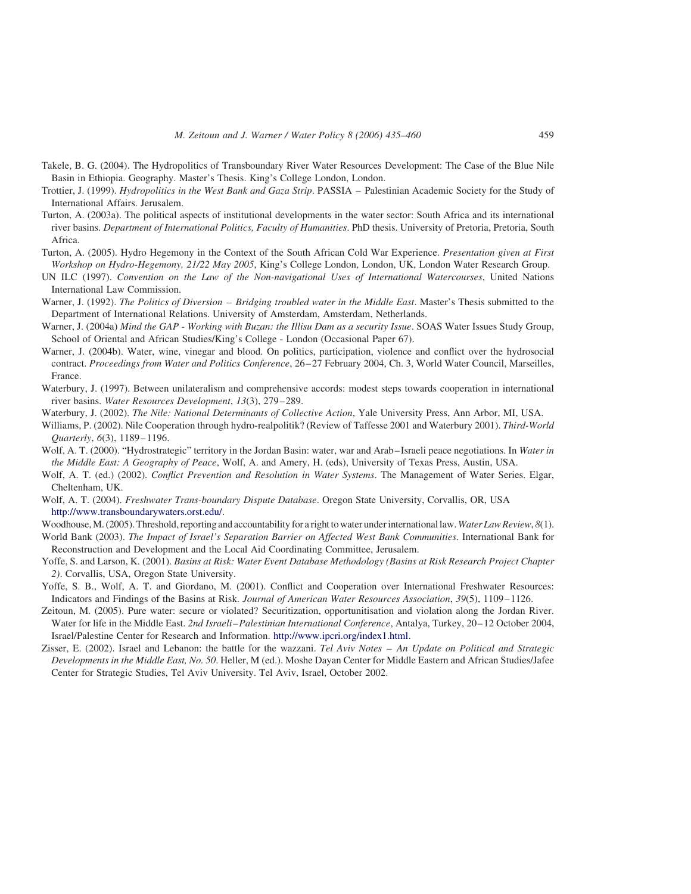Takele, B. G. (2004). The Hydropolitics of Transboundary River Water Resources Development: The Case of the Blue Nile Basin in Ethiopia. Geography. Master's Thesis. King's College London, London.

Trottier, J. (1999). *Hydropolitics in the West Bank and Gaza Strip*. PASSIA – Palestinian Academic Society for the Study of International Affairs. Jerusalem.

Turton, A. (2003a). The political aspects of institutional developments in the water sector: South Africa and its international river basins. *Department of International Politics, Faculty of Humanities*. PhD thesis. University of Pretoria, Pretoria, South Africa.

Turton, A. (2005). Hydro Hegemony in the Context of the South African Cold War Experience. *Presentation given at First Workshop on Hydro-Hegemony, 21/22 May 2005*, King's College London, London, UK, London Water Research Group.

UN ILC (1997). *Convention on the Law of the Non-navigational Uses of International Watercourses*, United Nations International Law Commission.

Warner, J. (1992). *The Politics of Diversion – Bridging troubled water in the Middle East*. Master's Thesis submitted to the Department of International Relations. University of Amsterdam, Amsterdam, Netherlands.

Warner, J. (2004a) *Mind the GAP - Working with Buzan: the Illisu Dam as a security Issue*. SOAS Water Issues Study Group, School of Oriental and African Studies/King's College - London (Occasional Paper 67).

Warner, J. (2004b). Water, wine, vinegar and blood. On politics, participation, violence and conflict over the hydrosocial contract. *Proceedings from Water and Politics Conference*, 26–27 February 2004, Ch. 3, World Water Council, Marseilles, France.

Waterbury, J. (1997). Between unilateralism and comprehensive accords: modest steps towards cooperation in international river basins. *Water Resources Development*, *13*(3), 279–289.

Waterbury, J. (2002). *The Nile: National Determinants of Collective Action*, Yale University Press, Ann Arbor, MI, USA.

Williams, P. (2002). Nile Cooperation through hydro-realpolitik? (Review of Taffesse 2001 and Waterbury 2001). *Third-World Quarterly*, *6*(3), 1189–1196.

Wolf, A. T. (2000). "Hydrostrategic" territory in the Jordan Basin: water, war and Arab–Israeli peace negotiations. In *Water in the Middle East: A Geography of Peace*, Wolf, A. and Amery, H. (eds), University of Texas Press, Austin, USA.

Wolf, A. T. (ed.) (2002). *Conflict Prevention and Resolution in Water Systems*. The Management of Water Series. Elgar, Cheltenham, UK.

Wolf, A. T. (2004). *Freshwater Trans-boundary Dispute Database*. Oregon State University, Corvallis, OR, USA http://www.transboundarywaters.orst.edu/.

Woodhouse, M. (2005). Threshold, reporting and accountability for a right to water under international law. *Water Law Review*, *8*(1).

World Bank (2003). *The Impact of Israel's Separation Barrier on Affected West Bank Communities*. International Bank for Reconstruction and Development and the Local Aid Coordinating Committee, Jerusalem.

Yoffe, S. and Larson, K. (2001). *Basins at Risk: Water Event Database Methodology (Basins at Risk Research Project Chapter 2)*. Corvallis, USA, Oregon State University.

Yoffe, S. B., Wolf, A. T. and Giordano, M. (2001). Conflict and Cooperation over International Freshwater Resources: Indicators and Findings of the Basins at Risk. *Journal of American Water Resources Association*, *39*(5), 1109–1126.

Zeitoun, M. (2005). Pure water: secure or violated? Securitization, opportunitisation and violation along the Jordan River. Water for life in the Middle East. *2nd Israeli–Palestinian International Conference*, Antalya, Turkey, 20–12 October 2004, Israel/Palestine Center for Research and Information. http://www.ipcri.org/index1.html.

Zisser, E. (2002). Israel and Lebanon: the battle for the wazzani. *Tel Aviv Notes – An Update on Political and Strategic Developments in the Middle East, No. 50*. Heller, M (ed.). Moshe Dayan Center for Middle Eastern and African Studies/Jafee Center for Strategic Studies, Tel Aviv University. Tel Aviv, Israel, October 2002.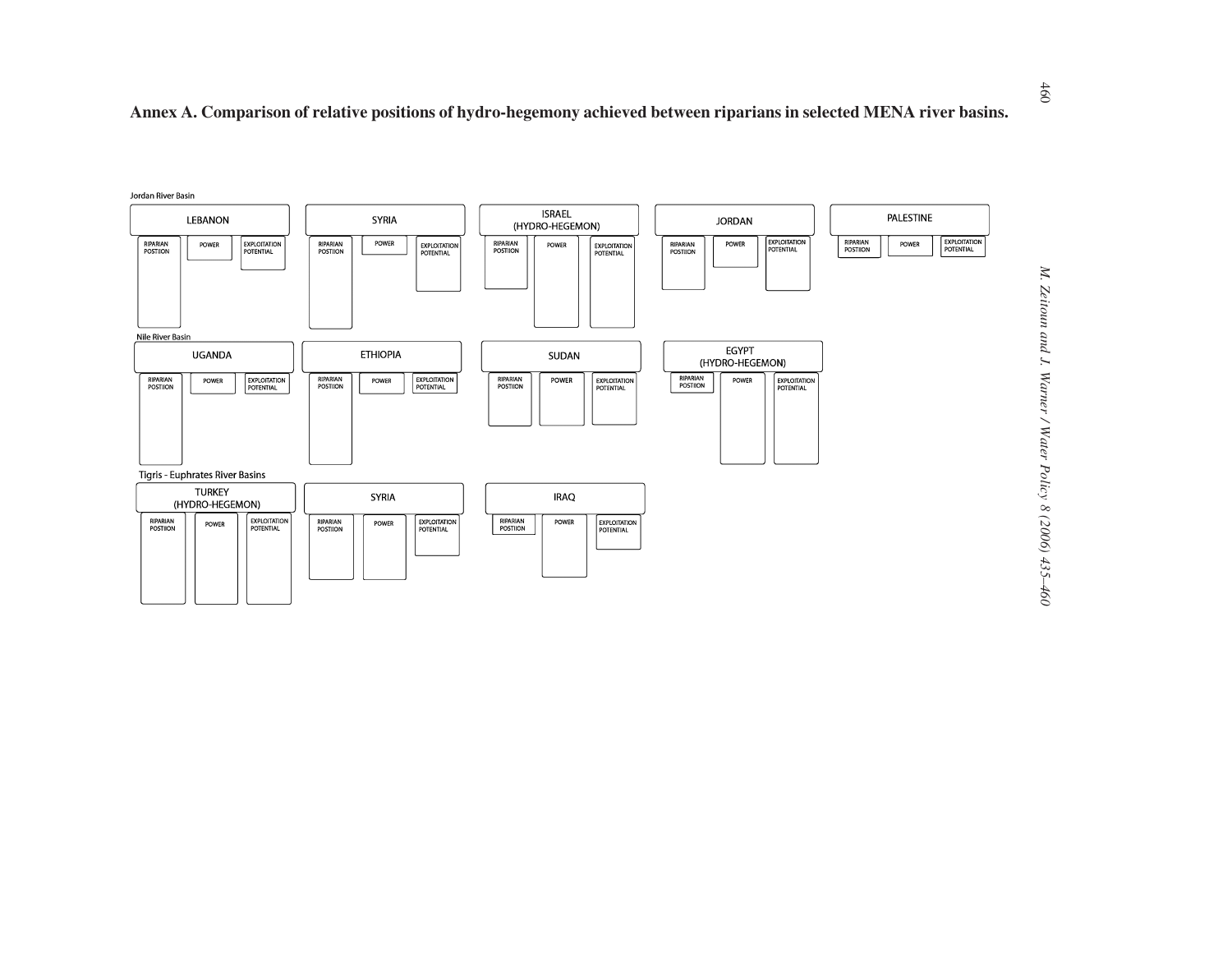**Annex A. Comparison of relative positions of hydro-hegemony achieved between riparians in selected MENA river basins.**

Jordan River Basin

LEBANON
RIPARIAN POSTIION
POWER
EXPLOITATION POTENTIAL

SYRIA
RIPARIAN POSTIION
POWER
EXPLOITATION POTENTIAL

ISRAEL (HYDRO-HEGEMON)
RIPARIAN POSTIION
POWER
EXPLOITATION POTENTIAL

JORDAN
RIPARIAN POSTIION
POWER
EXPLOITATION POTENTIAL

PALESTINE
RIPARIAN POSTIION
POWER
EXPLOITATION POTENTIAL

Nile River Basin

UGANDA
RIPARIAN POSTIION
POWER
EXPLOITATION POTENTIAL

ETHIOPIA
RIPARIAN POSTIION
POWER
EXPLOITATION POTENTIAL

SUDAN
RIPARIAN POSTIION
POWER
EXPLOITATION POTENTIAL

EGYPT (HYDRO-HEGEMON)
RIPARIAN POSTIION
POWER
EXPLOITATION POTENTIAL

Tigris - Euphrates River Basins

TURKEY (HYDRO-HEGEMON)
RIPARIAN POSTIION
POWER
EXPLOITATION POTENTIAL

SYRIA
RIPARIAN POSTIION
POWER
EXPLOITATION POTENTIAL

IRAQ
RIPARIAN POSTIION
POWER
EXPLOITATION POTENTIAL